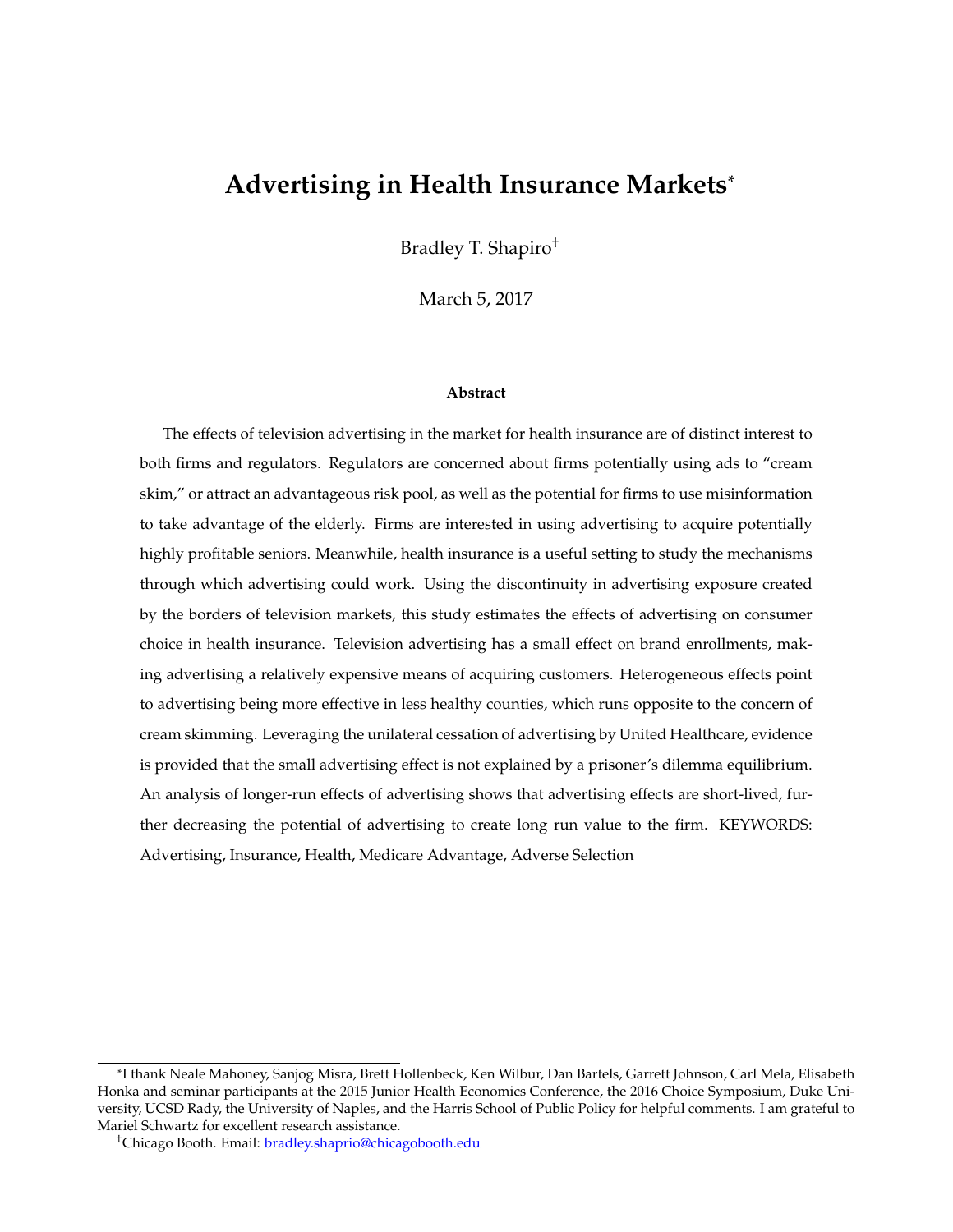# Advertising in Health Insurance Markets*

Bradley T. Shapiro†

March 5, 2017

### Abstract

The effects of television advertising in the market for health insurance are of distinct interest to both firms and regulators. Regulators are concerned about firms potentially using ads to "cream skim," or attract an advantageous risk pool, as well as the potential for firms to use misinformation to take advantage of the elderly. Firms are interested in using advertising to acquire potentially highly profitable seniors. Meanwhile, health insurance is a useful setting to study the mechanisms through which advertising could work. Using the discontinuity in advertising exposure created by the borders of television markets, this study estimates the effects of advertising on consumer choice in health insurance. Television advertising has a small effect on brand enrollments, making advertising a relatively expensive means of acquiring customers. Heterogeneous effects point to advertising being more effective in less healthy counties, which runs opposite to the concern of cream skimming. Leveraging the unilateral cessation of advertising by United Healthcare, evidence is provided that the small advertising effect is not explained by a prisoner's dilemma equilibrium. An analysis of longer-run effects of advertising shows that advertising effects are short-lived, further decreasing the potential of advertising to create long run value to the firm. KEYWORDS: Advertising, Insurance, Health, Medicare Advantage, Adverse Selection

---

*I thank Neale Mahoney, Sanjog Misra, Brett Hollenbeck, Ken Wilbur, Dan Bartels, Garrett Johnson, Carl Mela, Elisabeth Honka and seminar participants at the 2015 Junior Health Economics Conference, the 2016 Choice Symposium, Duke University, UCSD Rady, the University of Naples, and the Harris School of Public Policy for helpful comments. I am grateful to Mariel Schwartz for excellent research assistance.

†Chicago Booth. Email: bradley.shaprio@chicagobooth.edu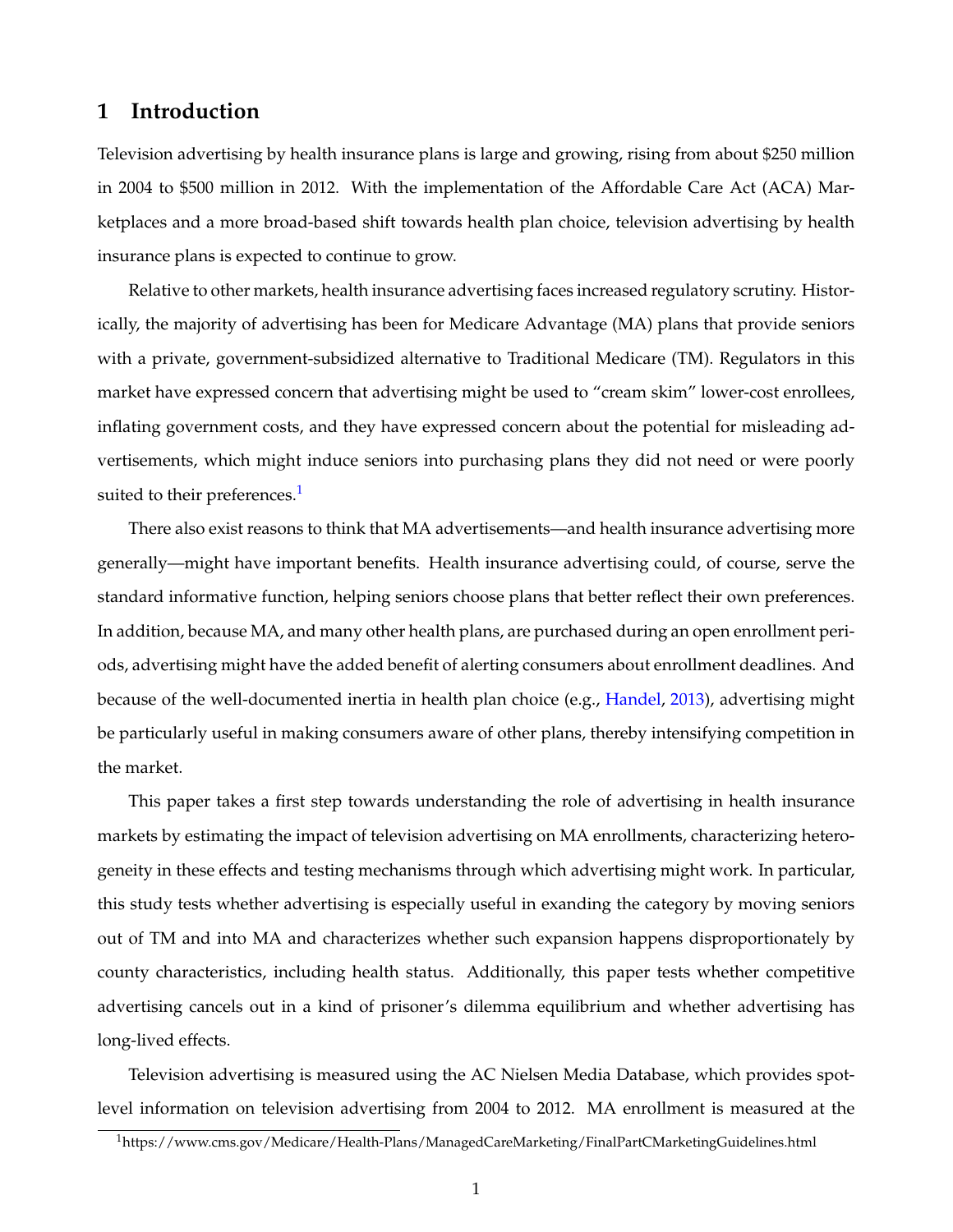# 1 Introduction

Television advertising by health insurance plans is large and growing, rising from about $250 million in 2004 to $500 million in 2012. With the implementation of the Affordable Care Act (ACA) Marketplaces and a more broad-based shift towards health plan choice, television advertising by health insurance plans is expected to continue to grow.

Relative to other markets, health insurance advertising faces increased regulatory scrutiny. Historically, the majority of advertising has been for Medicare Advantage (MA) plans that provide seniors with a private, government-subsidized alternative to Traditional Medicare (TM). Regulators in this market have expressed concern that advertising might be used to "cream skim" lower-cost enrollees, inflating government costs, and they have expressed concern about the potential for misleading advertisements, which might induce seniors into purchasing plans they did not need or were poorly suited to their preferences.[1]

There also exist reasons to think that MA advertisements—and health insurance advertising more generally—might have important benefits. Health insurance advertising could, of course, serve the standard informative function, helping seniors choose plans that better reflect their own preferences. In addition, because MA, and many other health plans, are purchased during an open enrollment periods, advertising might have the added benefit of alerting consumers about enrollment deadlines. And because of the well-documented inertia in health plan choice (e.g., Handel, 2013), advertising might be particularly useful in making consumers aware of other plans, thereby intensifying competition in the market.

This paper takes a first step towards understanding the role of advertising in health insurance markets by estimating the impact of television advertising on MA enrollments, characterizing heterogeneity in these effects and testing mechanisms through which advertising might work. In particular, this study tests whether advertising is especially useful in exanding the category by moving seniors out of TM and into MA and characterizes whether such expansion happens disproportionately by county characteristics, including health status. Additionally, this paper tests whether competitive advertising cancels out in a kind of prisoner's dilemma equilibrium and whether advertising has long-lived effects.

Television advertising is measured using the AC Nielsen Media Database, which provides spot-level information on television advertising from 2004 to 2012. MA enrollment is measured at the

[1] https://www.cms.gov/Medicare/Health-Plans/ManagedCareMarketing/FinalPartCMarketingGuidelines.html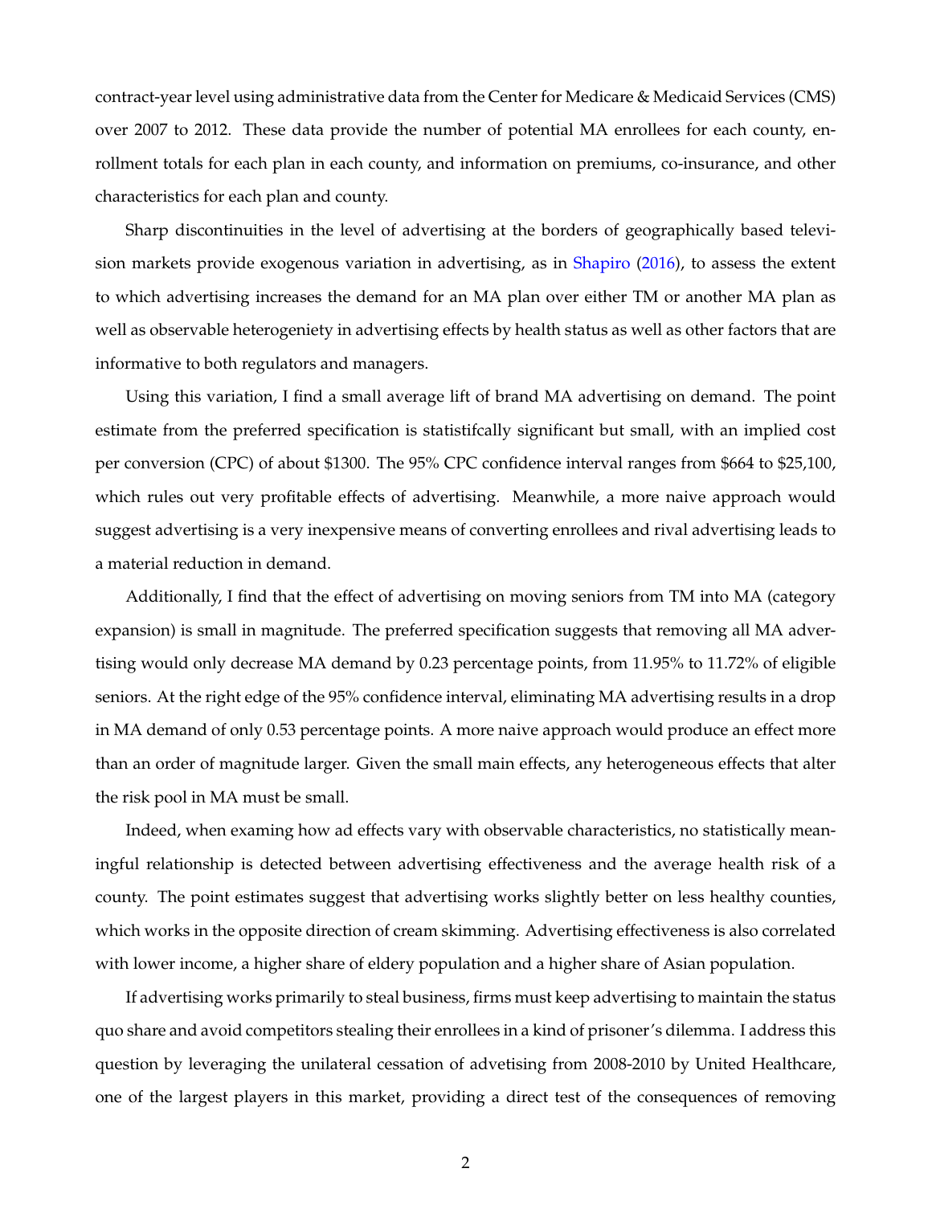contract-year level using administrative data from the Center for Medicare & Medicaid Services (CMS) over 2007 to 2012. These data provide the number of potential MA enrollees for each county, enrollment totals for each plan in each county, and information on premiums, co-insurance, and other characteristics for each plan and county.

Sharp discontinuities in the level of advertising at the borders of geographically based television markets provide exogenous variation in advertising, as in Shapiro (2016), to assess the extent to which advertising increases the demand for an MA plan over either TM or another MA plan as well as observable heterogeniety in advertising effects by health status as well as other factors that are informative to both regulators and managers.

Using this variation, I find a small average lift of brand MA advertising on demand. The point estimate from the preferred specification is statistifcally significant but small, with an implied cost per conversion (CPC) of about $1300. The 95% CPC confidence interval ranges from $664 to $25,100, which rules out very profitable effects of advertising. Meanwhile, a more naive approach would suggest advertising is a very inexpensive means of converting enrollees and rival advertising leads to a material reduction in demand.

Additionally, I find that the effect of advertising on moving seniors from TM into MA (category expansion) is small in magnitude. The preferred specification suggests that removing all MA advertising would only decrease MA demand by 0.23 percentage points, from 11.95% to 11.72% of eligible seniors. At the right edge of the 95% confidence interval, eliminating MA advertising results in a drop in MA demand of only 0.53 percentage points. A more naive approach would produce an effect more than an order of magnitude larger. Given the small main effects, any heterogeneous effects that alter the risk pool in MA must be small.

Indeed, when examing how ad effects vary with observable characteristics, no statistically meaningful relationship is detected between advertising effectiveness and the average health risk of a county. The point estimates suggest that advertising works slightly better on less healthy counties, which works in the opposite direction of cream skimming. Advertising effectiveness is also correlated with lower income, a higher share of eldery population and a higher share of Asian population.

If advertising works primarily to steal business, firms must keep advertising to maintain the status quo share and avoid competitors stealing their enrollees in a kind of prisoner's dilemma. I address this question by leveraging the unilateral cessation of advetising from 2008-2010 by United Healthcare, one of the largest players in this market, providing a direct test of the consequences of removing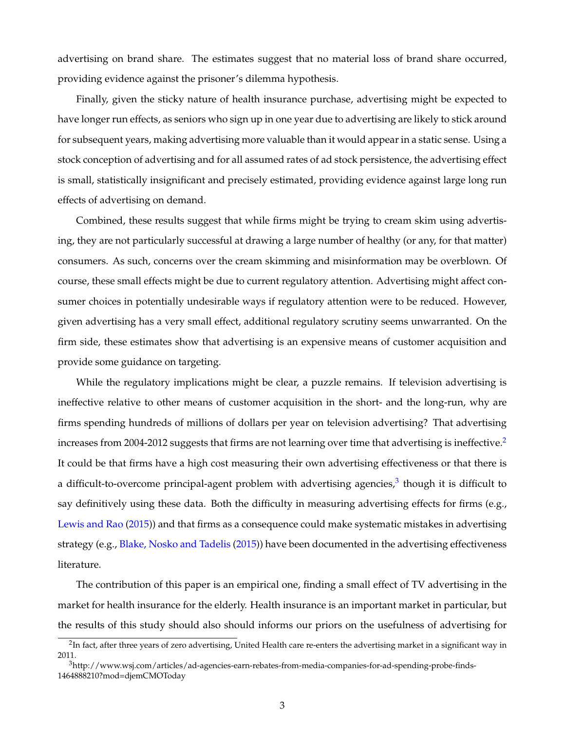advertising on brand share. The estimates suggest that no material loss of brand share occurred, providing evidence against the prisoner's dilemma hypothesis.

Finally, given the sticky nature of health insurance purchase, advertising might be expected to have longer run effects, as seniors who sign up in one year due to advertising are likely to stick around for subsequent years, making advertising more valuable than it would appear in a static sense. Using a stock conception of advertising and for all assumed rates of ad stock persistence, the advertising effect is small, statistically insignificant and precisely estimated, providing evidence against large long run effects of advertising on demand.

Combined, these results suggest that while firms might be trying to cream skim using advertising, they are not particularly successful at drawing a large number of healthy (or any, for that matter) consumers. As such, concerns over the cream skimming and misinformation may be overblown. Of course, these small effects might be due to current regulatory attention. Advertising might affect consumer choices in potentially undesirable ways if regulatory attention were to be reduced. However, given advertising has a very small effect, additional regulatory scrutiny seems unwarranted. On the firm side, these estimates show that advertising is an expensive means of customer acquisition and provide some guidance on targeting.

While the regulatory implications might be clear, a puzzle remains. If television advertising is ineffective relative to other means of customer acquisition in the short- and the long-run, why are firms spending hundreds of millions of dollars per year on television advertising? That advertising increases from 2004-2012 suggests that firms are not learning over time that advertising is ineffective.[2] It could be that firms have a high cost measuring their own advertising effectiveness or that there is a difficult-to-overcome principal-agent problem with advertising agencies,[3] though it is difficult to say definitively using these data. Both the difficulty in measuring advertising effects for firms (e.g., Lewis and Rao (2015)) and that firms as a consequence could make systematic mistakes in advertising strategy (e.g., Blake, Nosko and Tadelis (2015)) have been documented in the advertising effectiveness literature.

The contribution of this paper is an empirical one, finding a small effect of TV advertising in the market for health insurance for the elderly. Health insurance is an important market in particular, but the results of this study should also should informs our priors on the usefulness of advertising for

[2] In fact, after three years of zero advertising, United Health care re-enters the advertising market in a significant way in 2011.

[3] http://www.wsj.com/articles/ad-agencies-earn-rebates-from-media-companies-for-ad-spending-probe-finds-1464888210?mod=djemCMOToday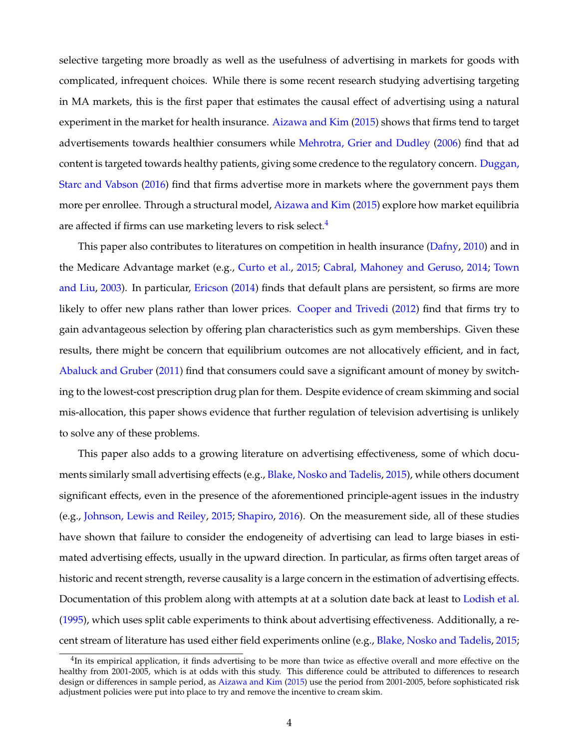selective targeting more broadly as well as the usefulness of advertising in markets for goods with complicated, infrequent choices. While there is some recent research studying advertising targeting in MA markets, this is the first paper that estimates the causal effect of advertising using a natural experiment in the market for health insurance. Aizawa and Kim (2015) shows that firms tend to target advertisements towards healthier consumers while Mehrotra, Grier and Dudley (2006) find that ad content is targeted towards healthy patients, giving some credence to the regulatory concern. Duggan, Starc and Vabson (2016) find that firms advertise more in markets where the government pays them more per enrollee. Through a structural model, Aizawa and Kim (2015) explore how market equilibria are affected if firms can use marketing levers to risk select.[4]

This paper also contributes to literatures on competition in health insurance (Dafny, 2010) and in the Medicare Advantage market (e.g., Curto et al., 2015; Cabral, Mahoney and Geruso, 2014; Town and Liu, 2003). In particular, Ericson (2014) finds that default plans are persistent, so firms are more likely to offer new plans rather than lower prices. Cooper and Trivedi (2012) find that firms try to gain advantageous selection by offering plan characteristics such as gym memberships. Given these results, there might be concern that equilibrium outcomes are not allocatively efficient, and in fact, Abaluck and Gruber (2011) find that consumers could save a significant amount of money by switching to the lowest-cost prescription drug plan for them. Despite evidence of cream skimming and social mis-allocation, this paper shows evidence that further regulation of television advertising is unlikely to solve any of these problems.

This paper also adds to a growing literature on advertising effectiveness, some of which documents similarly small advertising effects (e.g., Blake, Nosko and Tadelis, 2015), while others document significant effects, even in the presence of the aforementioned principle-agent issues in the industry (e.g., Johnson, Lewis and Reiley, 2015; Shapiro, 2016). On the measurement side, all of these studies have shown that failure to consider the endogeneity of advertising can lead to large biases in estimated advertising effects, usually in the upward direction. In particular, as firms often target areas of historic and recent strength, reverse causality is a large concern in the estimation of advertising effects. Documentation of this problem along with attempts at at a solution date back at least to Lodish et al. (1995), which uses split cable experiments to think about advertising effectiveness. Additionally, a recent stream of literature has used either field experiments online (e.g., Blake, Nosko and Tadelis, 2015;

[4] In its empirical application, it finds advertising to be more than twice as effective overall and more effective on the healthy from 2001-2005, which is at odds with this study. This difference could be attributed to differences to research design or differences in sample period, as Aizawa and Kim (2015) use the period from 2001-2005, before sophisticated risk adjustment policies were put into place to try and remove the incentive to cream skim.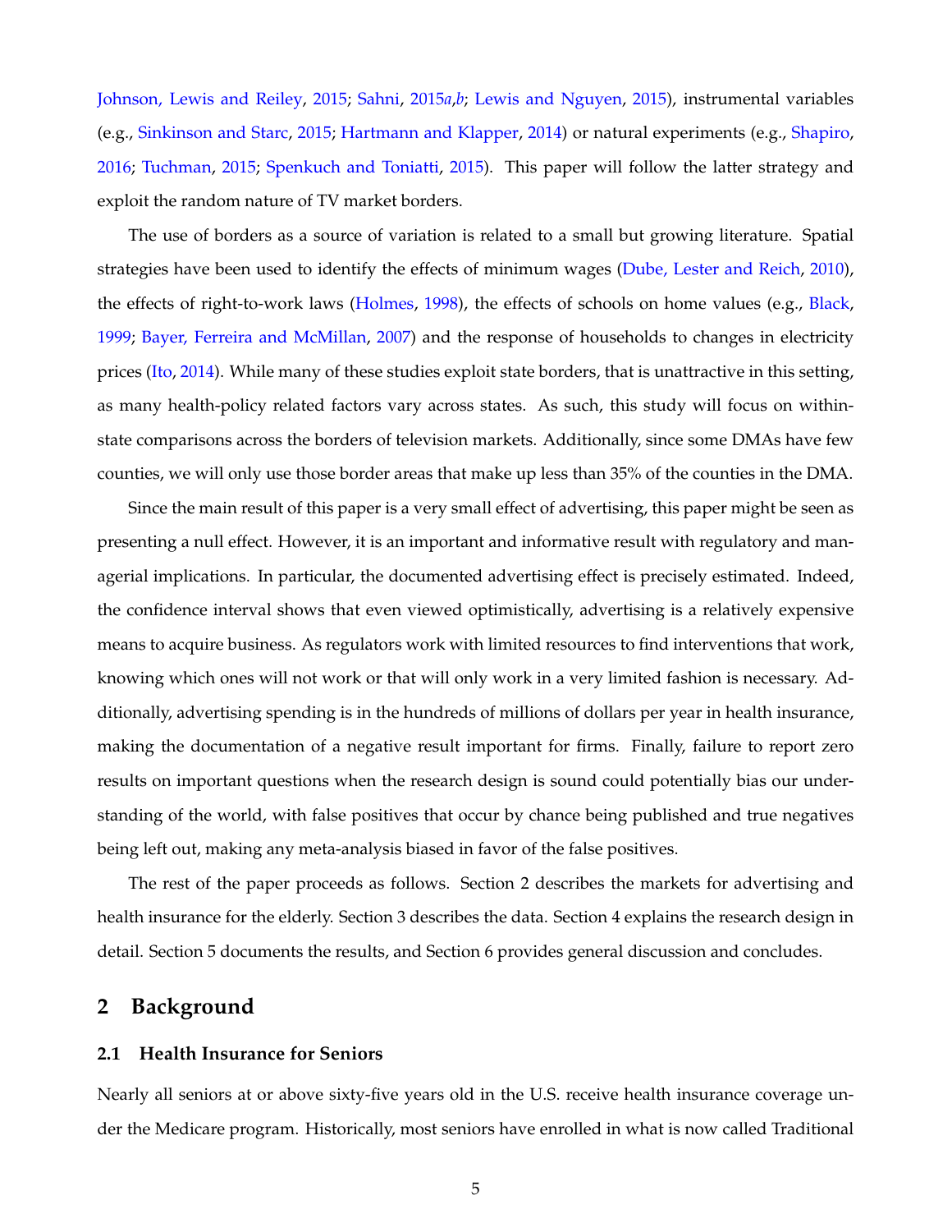Johnson, Lewis and Reiley, 2015; Sahni, 2015*a*,*b*; Lewis and Nguyen, 2015), instrumental variables (e.g., Sinkinson and Starc, 2015; Hartmann and Klapper, 2014) or natural experiments (e.g., Shapiro, 2016; Tuchman, 2015; Spenkuch and Toniatti, 2015). This paper will follow the latter strategy and exploit the random nature of TV market borders.

The use of borders as a source of variation is related to a small but growing literature. Spatial strategies have been used to identify the effects of minimum wages (Dube, Lester and Reich, 2010), the effects of right-to-work laws (Holmes, 1998), the effects of schools on home values (e.g., Black, 1999; Bayer, Ferreira and McMillan, 2007) and the response of households to changes in electricity prices (Ito, 2014). While many of these studies exploit state borders, that is unattractive in this setting, as many health-policy related factors vary across states. As such, this study will focus on within-state comparisons across the borders of television markets. Additionally, since some DMAs have few counties, we will only use those border areas that make up less than 35% of the counties in the DMA.

Since the main result of this paper is a very small effect of advertising, this paper might be seen as presenting a null effect. However, it is an important and informative result with regulatory and managerial implications. In particular, the documented advertising effect is precisely estimated. Indeed, the confidence interval shows that even viewed optimistically, advertising is a relatively expensive means to acquire business. As regulators work with limited resources to find interventions that work, knowing which ones will not work or that will only work in a very limited fashion is necessary. Additionally, advertising spending is in the hundreds of millions of dollars per year in health insurance, making the documentation of a negative result important for firms. Finally, failure to report zero results on important questions when the research design is sound could potentially bias our understanding of the world, with false positives that occur by chance being published and true negatives being left out, making any meta-analysis biased in favor of the false positives.

The rest of the paper proceeds as follows. Section 2 describes the markets for advertising and health insurance for the elderly. Section 3 describes the data. Section 4 explains the research design in detail. Section 5 documents the results, and Section 6 provides general discussion and concludes.

## 2 Background

### 2.1 Health Insurance for Seniors

Nearly all seniors at or above sixty-five years old in the U.S. receive health insurance coverage under the Medicare program. Historically, most seniors have enrolled in what is now called Traditional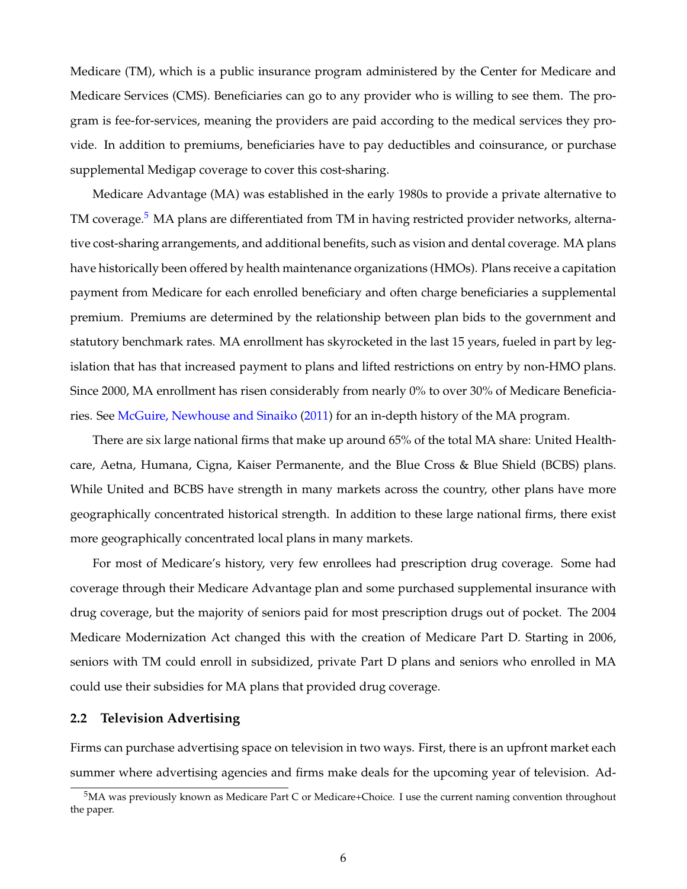Medicare (TM), which is a public insurance program administered by the Center for Medicare and Medicare Services (CMS). Beneficiaries can go to any provider who is willing to see them. The program is fee-for-services, meaning the providers are paid according to the medical services they provide. In addition to premiums, beneficiaries have to pay deductibles and coinsurance, or purchase supplemental Medigap coverage to cover this cost-sharing.

Medicare Advantage (MA) was established in the early 1980s to provide a private alternative to TM coverage.[5] MA plans are differentiated from TM in having restricted provider networks, alternative cost-sharing arrangements, and additional benefits, such as vision and dental coverage. MA plans have historically been offered by health maintenance organizations (HMOs). Plans receive a capitation payment from Medicare for each enrolled beneficiary and often charge beneficiaries a supplemental premium. Premiums are determined by the relationship between plan bids to the government and statutory benchmark rates. MA enrollment has skyrocketed in the last 15 years, fueled in part by legislation that has that increased payment to plans and lifted restrictions on entry by non-HMO plans. Since 2000, MA enrollment has risen considerably from nearly 0% to over 30% of Medicare Beneficiaries. See McGuire, Newhouse and Sinaiko (2011) for an in-depth history of the MA program.

There are six large national firms that make up around 65% of the total MA share: United Healthcare, Aetna, Humana, Cigna, Kaiser Permanente, and the Blue Cross & Blue Shield (BCBS) plans. While United and BCBS have strength in many markets across the country, other plans have more geographically concentrated historical strength. In addition to these large national firms, there exist more geographically concentrated local plans in many markets.

For most of Medicare's history, very few enrollees had prescription drug coverage. Some had coverage through their Medicare Advantage plan and some purchased supplemental insurance with drug coverage, but the majority of seniors paid for most prescription drugs out of pocket. The 2004 Medicare Modernization Act changed this with the creation of Medicare Part D. Starting in 2006, seniors with TM could enroll in subsidized, private Part D plans and seniors who enrolled in MA could use their subsidies for MA plans that provided drug coverage.

### 2.2 Television Advertising

Firms can purchase advertising space on television in two ways. First, there is an upfront market each summer where advertising agencies and firms make deals for the upcoming year of television. Ad-

[5] MA was previously known as Medicare Part C or Medicare+Choice. I use the current naming convention throughout the paper.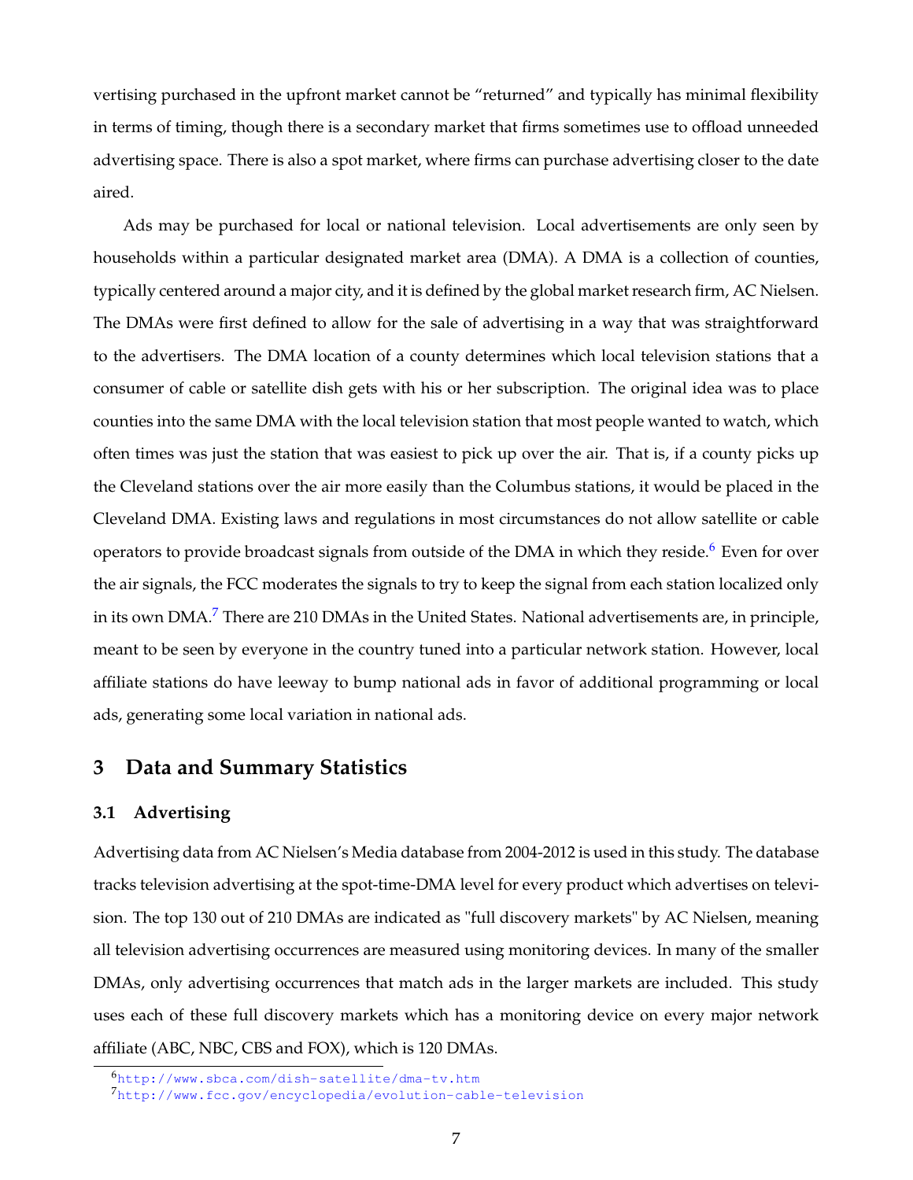vertising purchased in the upfront market cannot be "returned" and typically has minimal flexibility in terms of timing, though there is a secondary market that firms sometimes use to offload unneeded advertising space. There is also a spot market, where firms can purchase advertising closer to the date aired.

Ads may be purchased for local or national television. Local advertisements are only seen by households within a particular designated market area (DMA). A DMA is a collection of counties, typically centered around a major city, and it is defined by the global market research firm, AC Nielsen. The DMAs were first defined to allow for the sale of advertising in a way that was straightforward to the advertisers. The DMA location of a county determines which local television stations that a consumer of cable or satellite dish gets with his or her subscription. The original idea was to place counties into the same DMA with the local television station that most people wanted to watch, which often times was just the station that was easiest to pick up over the air. That is, if a county picks up the Cleveland stations over the air more easily than the Columbus stations, it would be placed in the Cleveland DMA. Existing laws and regulations in most circumstances do not allow satellite or cable operators to provide broadcast signals from outside of the DMA in which they reside.[6] Even for over the air signals, the FCC moderates the signals to try to keep the signal from each station localized only in its own DMA.[7] There are 210 DMAs in the United States. National advertisements are, in principle, meant to be seen by everyone in the country tuned into a particular network station. However, local affiliate stations do have leeway to bump national ads in favor of additional programming or local ads, generating some local variation in national ads.

## 3 Data and Summary Statistics

### 3.1 Advertising

Advertising data from AC Nielsen's Media database from 2004-2012 is used in this study. The database tracks television advertising at the spot-time-DMA level for every product which advertises on television. The top 130 out of 210 DMAs are indicated as "full discovery markets" by AC Nielsen, meaning all television advertising occurrences are measured using monitoring devices. In many of the smaller DMAs, only advertising occurrences that match ads in the larger markets are included. This study uses each of these full discovery markets which has a monitoring device on every major network affiliate (ABC, NBC, CBS and FOX), which is 120 DMAs.

[6] http://www.sbca.com/dish-satellite/dma-tv.htm

[7] http://www.fcc.gov/encyclopedia/evolution-cable-television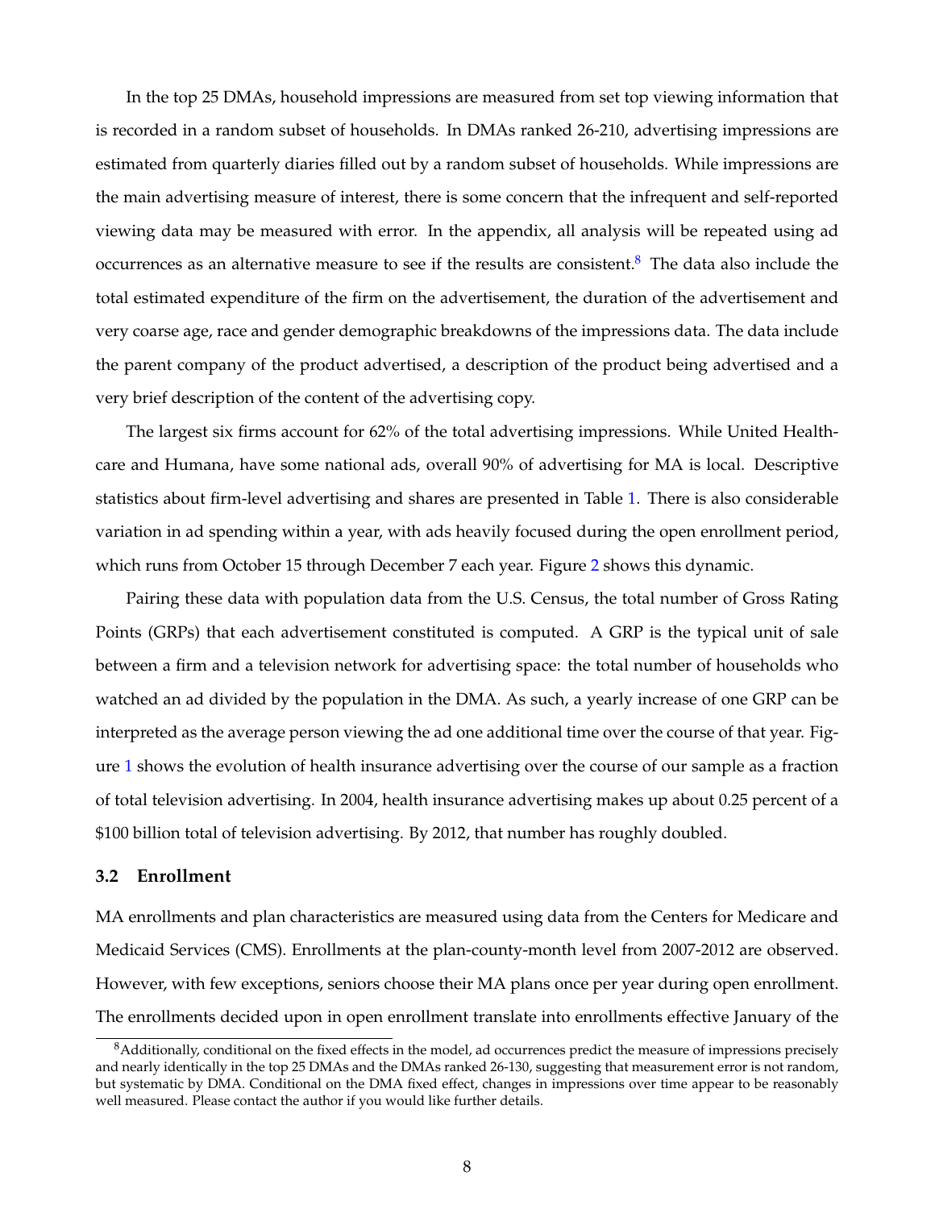In the top 25 DMAs, household impressions are measured from set top viewing information that is recorded in a random subset of households. In DMAs ranked 26-210, advertising impressions are estimated from quarterly diaries filled out by a random subset of households. While impressions are the main advertising measure of interest, there is some concern that the infrequent and self-reported viewing data may be measured with error. In the appendix, all analysis will be repeated using ad occurrences as an alternative measure to see if the results are consistent.[8] The data also include the total estimated expenditure of the firm on the advertisement, the duration of the advertisement and very coarse age, race and gender demographic breakdowns of the impressions data. The data include the parent company of the product advertised, a description of the product being advertised and a very brief description of the content of the advertising copy.

The largest six firms account for 62% of the total advertising impressions. While United Healthcare and Humana, have some national ads, overall 90% of advertising for MA is local. Descriptive statistics about firm-level advertising and shares are presented in Table 1. There is also considerable variation in ad spending within a year, with ads heavily focused during the open enrollment period, which runs from October 15 through December 7 each year. Figure 2 shows this dynamic.

Pairing these data with population data from the U.S. Census, the total number of Gross Rating Points (GRPs) that each advertisement constituted is computed. A GRP is the typical unit of sale between a firm and a television network for advertising space: the total number of households who watched an ad divided by the population in the DMA. As such, a yearly increase of one GRP can be interpreted as the average person viewing the ad one additional time over the course of that year. Figure 1 shows the evolution of health insurance advertising over the course of our sample as a fraction of total television advertising. In 2004, health insurance advertising makes up about 0.25 percent of a $100 billion total of television advertising. By 2012, that number has roughly doubled.

### 3.2 Enrollment

MA enrollments and plan characteristics are measured using data from the Centers for Medicare and Medicaid Services (CMS). Enrollments at the plan-county-month level from 2007-2012 are observed. However, with few exceptions, seniors choose their MA plans once per year during open enrollment. The enrollments decided upon in open enrollment translate into enrollments effective January of the

[8] Additionally, conditional on the fixed effects in the model, ad occurrences predict the measure of impressions precisely and nearly identically in the top 25 DMAs and the DMAs ranked 26-130, suggesting that measurement error is not random, but systematic by DMA. Conditional on the DMA fixed effect, changes in impressions over time appear to be reasonably well measured. Please contact the author if you would like further details.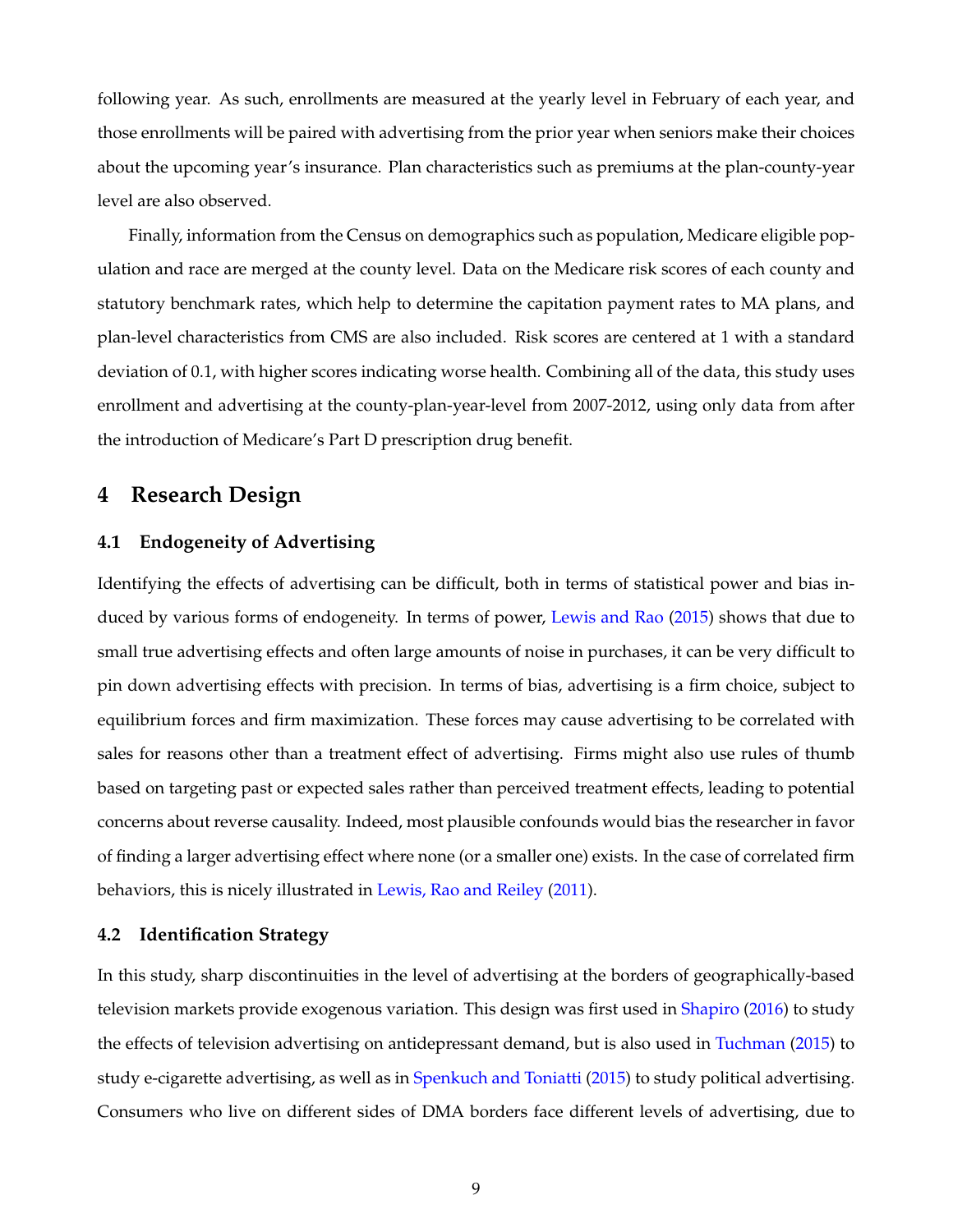following year. As such, enrollments are measured at the yearly level in February of each year, and those enrollments will be paired with advertising from the prior year when seniors make their choices about the upcoming year's insurance. Plan characteristics such as premiums at the plan-county-year level are also observed.

Finally, information from the Census on demographics such as population, Medicare eligible population and race are merged at the county level. Data on the Medicare risk scores of each county and statutory benchmark rates, which help to determine the capitation payment rates to MA plans, and plan-level characteristics from CMS are also included. Risk scores are centered at 1 with a standard deviation of 0.1, with higher scores indicating worse health. Combining all of the data, this study uses enrollment and advertising at the county-plan-year-level from 2007-2012, using only data from after the introduction of Medicare's Part D prescription drug benefit.

## 4 Research Design

### 4.1 Endogeneity of Advertising

Identifying the effects of advertising can be difficult, both in terms of statistical power and bias induced by various forms of endogeneity. In terms of power, Lewis and Rao (2015) shows that due to small true advertising effects and often large amounts of noise in purchases, it can be very difficult to pin down advertising effects with precision. In terms of bias, advertising is a firm choice, subject to equilibrium forces and firm maximization. These forces may cause advertising to be correlated with sales for reasons other than a treatment effect of advertising. Firms might also use rules of thumb based on targeting past or expected sales rather than perceived treatment effects, leading to potential concerns about reverse causality. Indeed, most plausible confounds would bias the researcher in favor of finding a larger advertising effect where none (or a smaller one) exists. In the case of correlated firm behaviors, this is nicely illustrated in Lewis, Rao and Reiley (2011).

### 4.2 Identification Strategy

In this study, sharp discontinuities in the level of advertising at the borders of geographically-based television markets provide exogenous variation. This design was first used in Shapiro (2016) to study the effects of television advertising on antidepressant demand, but is also used in Tuchman (2015) to study e-cigarette advertising, as well as in Spenkuch and Toniatti (2015) to study political advertising. Consumers who live on different sides of DMA borders face different levels of advertising, due to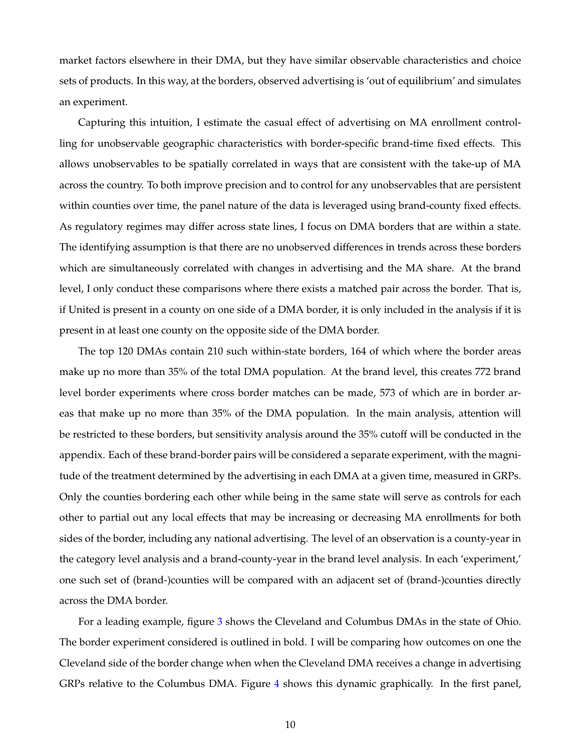market factors elsewhere in their DMA, but they have similar observable characteristics and choice sets of products. In this way, at the borders, observed advertising is 'out of equilibrium' and simulates an experiment.

Capturing this intuition, I estimate the casual effect of advertising on MA enrollment controlling for unobservable geographic characteristics with border-specific brand-time fixed effects. This allows unobservables to be spatially correlated in ways that are consistent with the take-up of MA across the country. To both improve precision and to control for any unobservables that are persistent within counties over time, the panel nature of the data is leveraged using brand-county fixed effects. As regulatory regimes may differ across state lines, I focus on DMA borders that are within a state. The identifying assumption is that there are no unobserved differences in trends across these borders which are simultaneously correlated with changes in advertising and the MA share. At the brand level, I only conduct these comparisons where there exists a matched pair across the border. That is, if United is present in a county on one side of a DMA border, it is only included in the analysis if it is present in at least one county on the opposite side of the DMA border.

The top 120 DMAs contain 210 such within-state borders, 164 of which where the border areas make up no more than 35% of the total DMA population. At the brand level, this creates 772 brand level border experiments where cross border matches can be made, 573 of which are in border areas that make up no more than 35% of the DMA population. In the main analysis, attention will be restricted to these borders, but sensitivity analysis around the 35% cutoff will be conducted in the appendix. Each of these brand-border pairs will be considered a separate experiment, with the magnitude of the treatment determined by the advertising in each DMA at a given time, measured in GRPs. Only the counties bordering each other while being in the same state will serve as controls for each other to partial out any local effects that may be increasing or decreasing MA enrollments for both sides of the border, including any national advertising. The level of an observation is a county-year in the category level analysis and a brand-county-year in the brand level analysis. In each 'experiment,' one such set of (brand-)counties will be compared with an adjacent set of (brand-)counties directly across the DMA border.

For a leading example, figure 3 shows the Cleveland and Columbus DMAs in the state of Ohio. The border experiment considered is outlined in bold. I will be comparing how outcomes on one the Cleveland side of the border change when when the Cleveland DMA receives a change in advertising GRPs relative to the Columbus DMA. Figure 4 shows this dynamic graphically. In the first panel,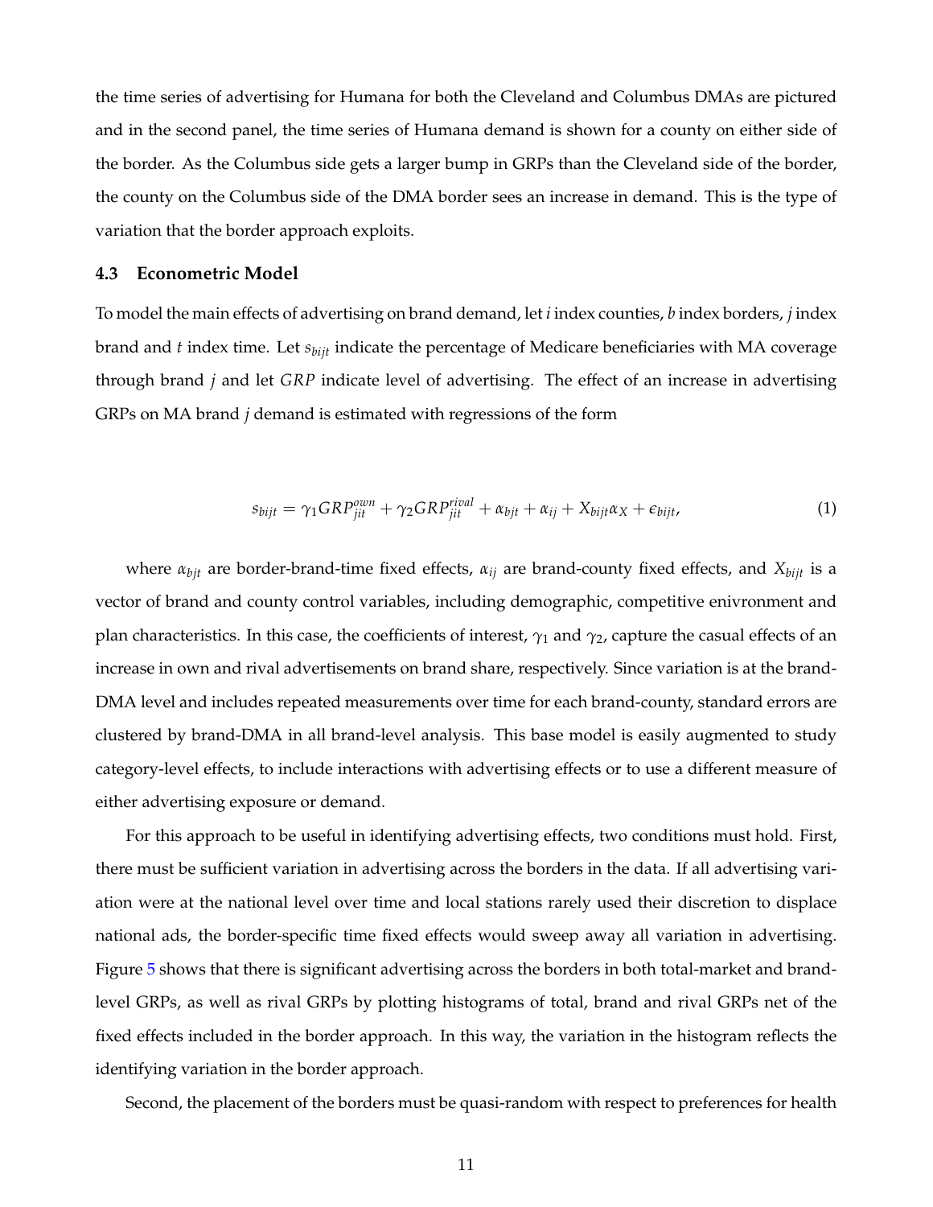the time series of advertising for Humana for both the Cleveland and Columbus DMAs are pictured and in the second panel, the time series of Humana demand is shown for a county on either side of the border. As the Columbus side gets a larger bump in GRPs than the Cleveland side of the border, the county on the Columbus side of the DMA border sees an increase in demand. This is the type of variation that the border approach exploits.

### 4.3 Econometric Model

To model the main effects of advertising on brand demand, let $i$ index counties, $b$ index borders, $j$ index brand and $t$ index time. Let $s_{bijt}$ indicate the percentage of Medicare beneficiaries with MA coverage through brand $j$ and let $GRP$ indicate level of advertising. The effect of an increase in advertising GRPs on MA brand $j$ demand is estimated with regressions of the form

$$s_{bijt} = \gamma_1 GRP^{own}_{jit} + \gamma_2 GRP^{rival}_{jit} + \alpha_{bjt} + \alpha_{ij} + X_{bijt}\alpha_X + \epsilon_{bijt}, \tag{1}$$

where $\alpha_{bjt}$ are border-brand-time fixed effects, $\alpha_{ij}$ are brand-county fixed effects, and $X_{bijt}$ is a vector of brand and county control variables, including demographic, competitive enivronment and plan characteristics. In this case, the coefficients of interest, $\gamma_1$ and $\gamma_2$, capture the casual effects of an increase in own and rival advertisements on brand share, respectively. Since variation is at the brand-DMA level and includes repeated measurements over time for each brand-county, standard errors are clustered by brand-DMA in all brand-level analysis. This base model is easily augmented to study category-level effects, to include interactions with advertising effects or to use a different measure of either advertising exposure or demand.

For this approach to be useful in identifying advertising effects, two conditions must hold. First, there must be sufficient variation in advertising across the borders in the data. If all advertising variation were at the national level over time and local stations rarely used their discretion to displace national ads, the border-specific time fixed effects would sweep away all variation in advertising. Figure 5 shows that there is significant advertising across the borders in both total-market and brand-level GRPs, as well as rival GRPs by plotting histograms of total, brand and rival GRPs net of the fixed effects included in the border approach. In this way, the variation in the histogram reflects the identifying variation in the border approach.

Second, the placement of the borders must be quasi-random with respect to preferences for health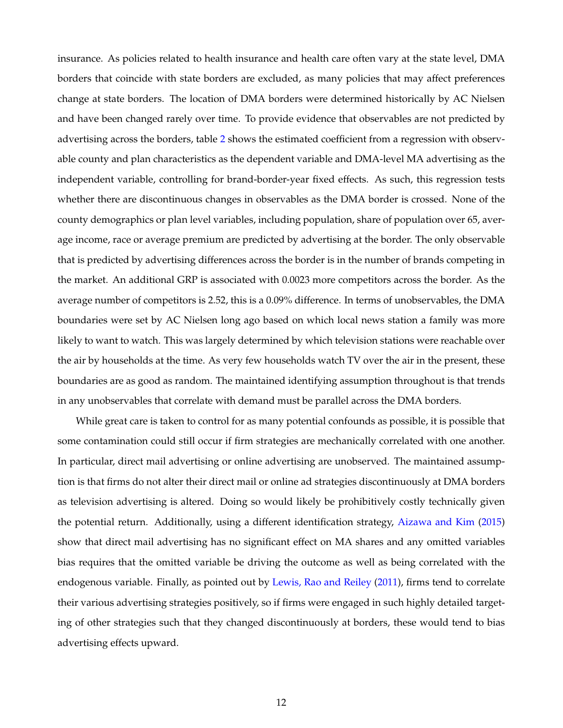insurance. As policies related to health insurance and health care often vary at the state level, DMA borders that coincide with state borders are excluded, as many policies that may affect preferences change at state borders. The location of DMA borders were determined historically by AC Nielsen and have been changed rarely over time. To provide evidence that observables are not predicted by advertising across the borders, table 2 shows the estimated coefficient from a regression with observable county and plan characteristics as the dependent variable and DMA-level MA advertising as the independent variable, controlling for brand-border-year fixed effects. As such, this regression tests whether there are discontinuous changes in observables as the DMA border is crossed. None of the county demographics or plan level variables, including population, share of population over 65, average income, race or average premium are predicted by advertising at the border. The only observable that is predicted by advertising differences across the border is in the number of brands competing in the market. An additional GRP is associated with 0.0023 more competitors across the border. As the average number of competitors is 2.52, this is a 0.09% difference. In terms of unobservables, the DMA boundaries were set by AC Nielsen long ago based on which local news station a family was more likely to want to watch. This was largely determined by which television stations were reachable over the air by households at the time. As very few households watch TV over the air in the present, these boundaries are as good as random. The maintained identifying assumption throughout is that trends in any unobservables that correlate with demand must be parallel across the DMA borders.

While great care is taken to control for as many potential confounds as possible, it is possible that some contamination could still occur if firm strategies are mechanically correlated with one another. In particular, direct mail advertising or online advertising are unobserved. The maintained assumption is that firms do not alter their direct mail or online ad strategies discontinuously at DMA borders as television advertising is altered. Doing so would likely be prohibitively costly technically given the potential return. Additionally, using a different identification strategy, Aizawa and Kim (2015) show that direct mail advertising has no significant effect on MA shares and any omitted variables bias requires that the omitted variable be driving the outcome as well as being correlated with the endogenous variable. Finally, as pointed out by Lewis, Rao and Reiley (2011), firms tend to correlate their various advertising strategies positively, so if firms were engaged in such highly detailed targeting of other strategies such that they changed discontinuously at borders, these would tend to bias advertising effects upward.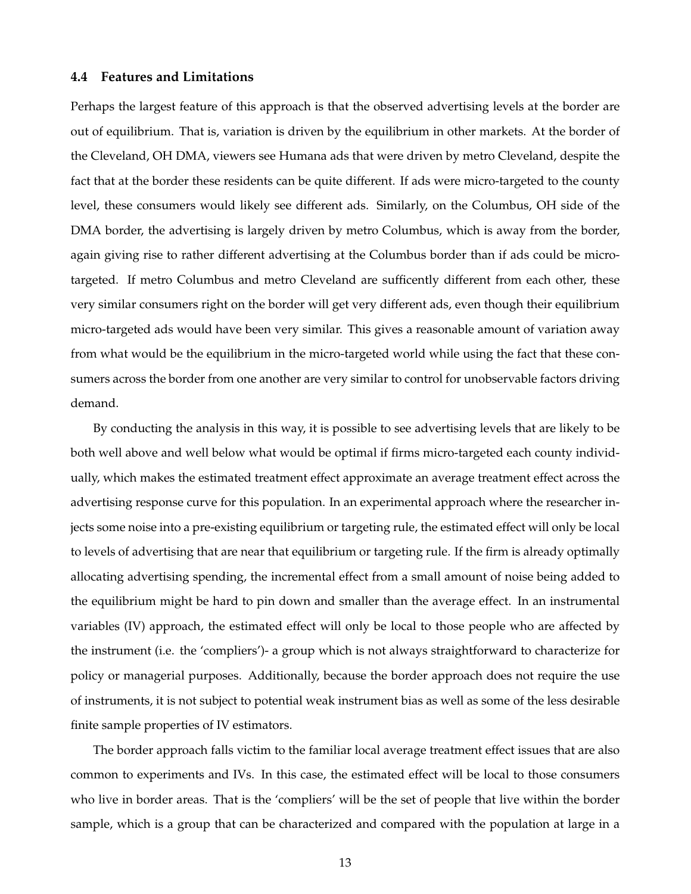### 4.4 Features and Limitations

Perhaps the largest feature of this approach is that the observed advertising levels at the border are out of equilibrium. That is, variation is driven by the equilibrium in other markets. At the border of the Cleveland, OH DMA, viewers see Humana ads that were driven by metro Cleveland, despite the fact that at the border these residents can be quite different. If ads were micro-targeted to the county level, these consumers would likely see different ads. Similarly, on the Columbus, OH side of the DMA border, the advertising is largely driven by metro Columbus, which is away from the border, again giving rise to rather different advertising at the Columbus border than if ads could be micro-targeted. If metro Columbus and metro Cleveland are sufficently different from each other, these very similar consumers right on the border will get very different ads, even though their equilibrium micro-targeted ads would have been very similar. This gives a reasonable amount of variation away from what would be the equilibrium in the micro-targeted world while using the fact that these consumers across the border from one another are very similar to control for unobservable factors driving demand.

By conducting the analysis in this way, it is possible to see advertising levels that are likely to be both well above and well below what would be optimal if firms micro-targeted each county individually, which makes the estimated treatment effect approximate an average treatment effect across the advertising response curve for this population. In an experimental approach where the researcher injects some noise into a pre-existing equilibrium or targeting rule, the estimated effect will only be local to levels of advertising that are near that equilibrium or targeting rule. If the firm is already optimally allocating advertising spending, the incremental effect from a small amount of noise being added to the equilibrium might be hard to pin down and smaller than the average effect. In an instrumental variables (IV) approach, the estimated effect will only be local to those people who are affected by the instrument (i.e. the 'compliers')- a group which is not always straightforward to characterize for policy or managerial purposes. Additionally, because the border approach does not require the use of instruments, it is not subject to potential weak instrument bias as well as some of the less desirable finite sample properties of IV estimators.

The border approach falls victim to the familiar local average treatment effect issues that are also common to experiments and IVs. In this case, the estimated effect will be local to those consumers who live in border areas. That is the 'compliers' will be the set of people that live within the border sample, which is a group that can be characterized and compared with the population at large in a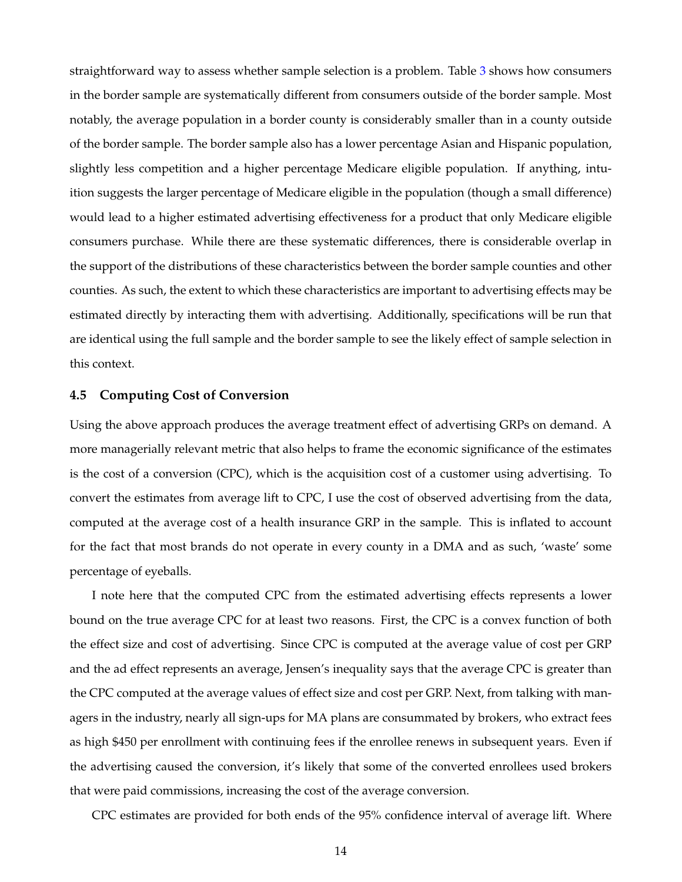straightforward way to assess whether sample selection is a problem. Table 3 shows how consumers in the border sample are systematically different from consumers outside of the border sample. Most notably, the average population in a border county is considerably smaller than in a county outside of the border sample. The border sample also has a lower percentage Asian and Hispanic population, slightly less competition and a higher percentage Medicare eligible population. If anything, intuition suggests the larger percentage of Medicare eligible in the population (though a small difference) would lead to a higher estimated advertising effectiveness for a product that only Medicare eligible consumers purchase. While there are these systematic differences, there is considerable overlap in the support of the distributions of these characteristics between the border sample counties and other counties. As such, the extent to which these characteristics are important to advertising effects may be estimated directly by interacting them with advertising. Additionally, specifications will be run that are identical using the full sample and the border sample to see the likely effect of sample selection in this context.

### 4.5 Computing Cost of Conversion

Using the above approach produces the average treatment effect of advertising GRPs on demand. A more managerially relevant metric that also helps to frame the economic significance of the estimates is the cost of a conversion (CPC), which is the acquisition cost of a customer using advertising. To convert the estimates from average lift to CPC, I use the cost of observed advertising from the data, computed at the average cost of a health insurance GRP in the sample. This is inflated to account for the fact that most brands do not operate in every county in a DMA and as such, 'waste' some percentage of eyeballs.

I note here that the computed CPC from the estimated advertising effects represents a lower bound on the true average CPC for at least two reasons. First, the CPC is a convex function of both the effect size and cost of advertising. Since CPC is computed at the average value of cost per GRP and the ad effect represents an average, Jensen's inequality says that the average CPC is greater than the CPC computed at the average values of effect size and cost per GRP. Next, from talking with managers in the industry, nearly all sign-ups for MA plans are consummated by brokers, who extract fees as high $450 per enrollment with continuing fees if the enrollee renews in subsequent years. Even if the advertising caused the conversion, it's likely that some of the converted enrollees used brokers that were paid commissions, increasing the cost of the average conversion.

CPC estimates are provided for both ends of the 95% confidence interval of average lift. Where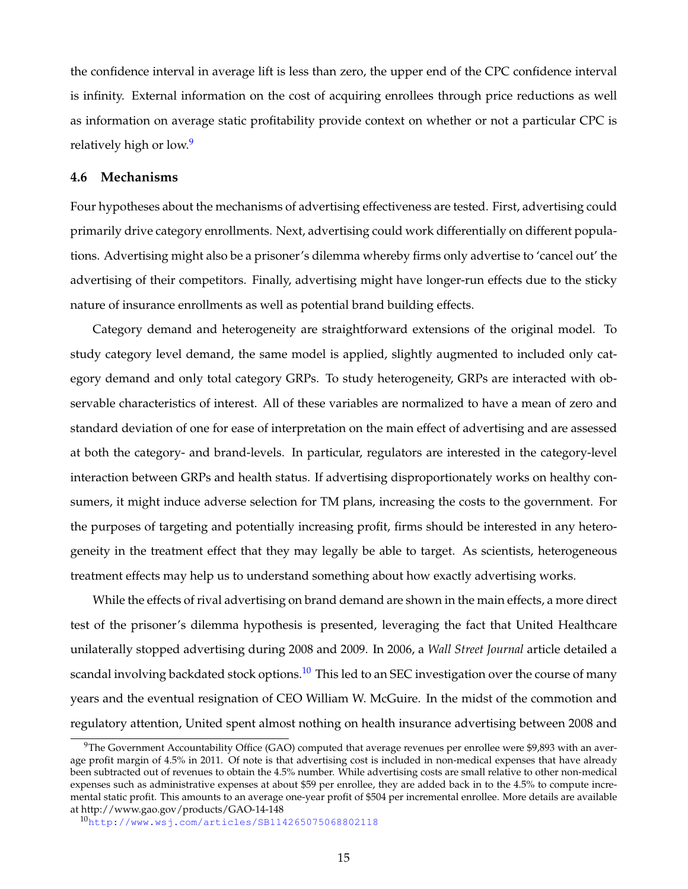the confidence interval in average lift is less than zero, the upper end of the CPC confidence interval is infinity. External information on the cost of acquiring enrollees through price reductions as well as information on average static profitability provide context on whether or not a particular CPC is relatively high or low.[9]

### 4.6 Mechanisms

Four hypotheses about the mechanisms of advertising effectiveness are tested. First, advertising could primarily drive category enrollments. Next, advertising could work differentially on different populations. Advertising might also be a prisoner's dilemma whereby firms only advertise to 'cancel out' the advertising of their competitors. Finally, advertising might have longer-run effects due to the sticky nature of insurance enrollments as well as potential brand building effects.

Category demand and heterogeneity are straightforward extensions of the original model. To study category level demand, the same model is applied, slightly augmented to included only category demand and only total category GRPs. To study heterogeneity, GRPs are interacted with observable characteristics of interest. All of these variables are normalized to have a mean of zero and standard deviation of one for ease of interpretation on the main effect of advertising and are assessed at both the category- and brand-levels. In particular, regulators are interested in the category-level interaction between GRPs and health status. If advertising disproportionately works on healthy consumers, it might induce adverse selection for TM plans, increasing the costs to the government. For the purposes of targeting and potentially increasing profit, firms should be interested in any heterogeneity in the treatment effect that they may legally be able to target. As scientists, heterogeneous treatment effects may help us to understand something about how exactly advertising works.

While the effects of rival advertising on brand demand are shown in the main effects, a more direct test of the prisoner's dilemma hypothesis is presented, leveraging the fact that United Healthcare unilaterally stopped advertising during 2008 and 2009. In 2006, a *Wall Street Journal* article detailed a scandal involving backdated stock options.[10] This led to an SEC investigation over the course of many years and the eventual resignation of CEO William W. McGuire. In the midst of the commotion and regulatory attention, United spent almost nothing on health insurance advertising between 2008 and

[9] The Government Accountability Office (GAO) computed that average revenues per enrollee were $9,893 with an average profit margin of 4.5% in 2011. Of note is that advertising cost is included in non-medical expenses that have already been subtracted out of revenues to obtain the 4.5% number. While advertising costs are small relative to other non-medical expenses such as administrative expenses at about $59 per enrollee, they are added back in to the 4.5% to compute incremental static profit. This amounts to an average one-year profit of $504 per incremental enrollee. More details are available at http://www.gao.gov/products/GAO-14-148

[10] http://www.wsj.com/articles/SB114265075068802118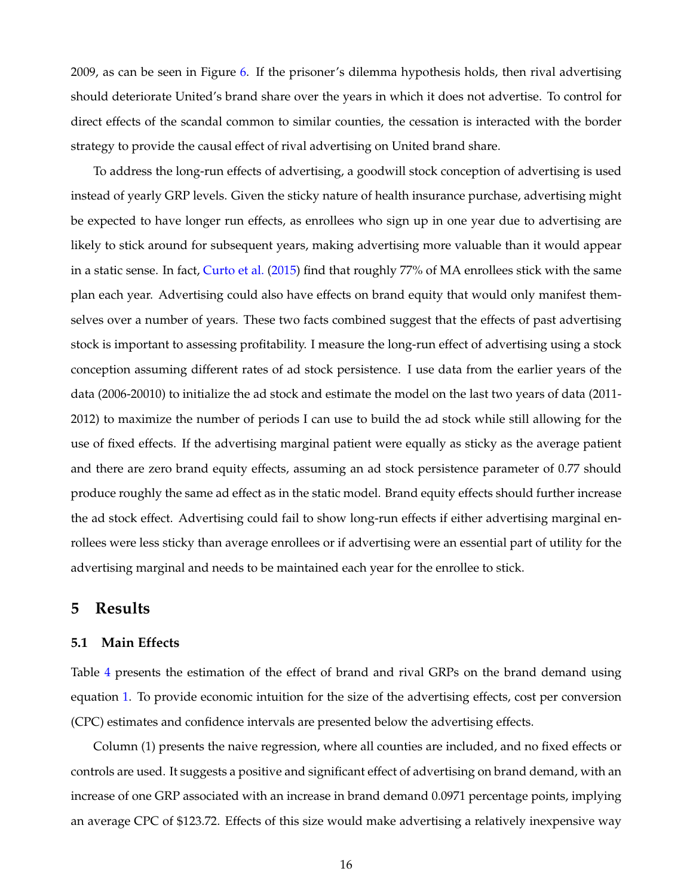2009, as can be seen in Figure 6. If the prisoner's dilemma hypothesis holds, then rival advertising should deteriorate United's brand share over the years in which it does not advertise. To control for direct effects of the scandal common to similar counties, the cessation is interacted with the border strategy to provide the causal effect of rival advertising on United brand share.

To address the long-run effects of advertising, a goodwill stock conception of advertising is used instead of yearly GRP levels. Given the sticky nature of health insurance purchase, advertising might be expected to have longer run effects, as enrollees who sign up in one year due to advertising are likely to stick around for subsequent years, making advertising more valuable than it would appear in a static sense. In fact, Curto et al. (2015) find that roughly 77% of MA enrollees stick with the same plan each year. Advertising could also have effects on brand equity that would only manifest themselves over a number of years. These two facts combined suggest that the effects of past advertising stock is important to assessing profitability. I measure the long-run effect of advertising using a stock conception assuming different rates of ad stock persistence. I use data from the earlier years of the data (2006-20010) to initialize the ad stock and estimate the model on the last two years of data (2011-2012) to maximize the number of periods I can use to build the ad stock while still allowing for the use of fixed effects. If the advertising marginal patient were equally as sticky as the average patient and there are zero brand equity effects, assuming an ad stock persistence parameter of 0.77 should produce roughly the same ad effect as in the static model. Brand equity effects should further increase the ad stock effect. Advertising could fail to show long-run effects if either advertising marginal enrollees were less sticky than average enrollees or if advertising were an essential part of utility for the advertising marginal and needs to be maintained each year for the enrollee to stick.

## 5 Results

### 5.1 Main Effects

Table 4 presents the estimation of the effect of brand and rival GRPs on the brand demand using equation 1. To provide economic intuition for the size of the advertising effects, cost per conversion (CPC) estimates and confidence intervals are presented below the advertising effects.

Column (1) presents the naive regression, where all counties are included, and no fixed effects or controls are used. It suggests a positive and significant effect of advertising on brand demand, with an increase of one GRP associated with an increase in brand demand 0.0971 percentage points, implying an average CPC of $123.72. Effects of this size would make advertising a relatively inexpensive way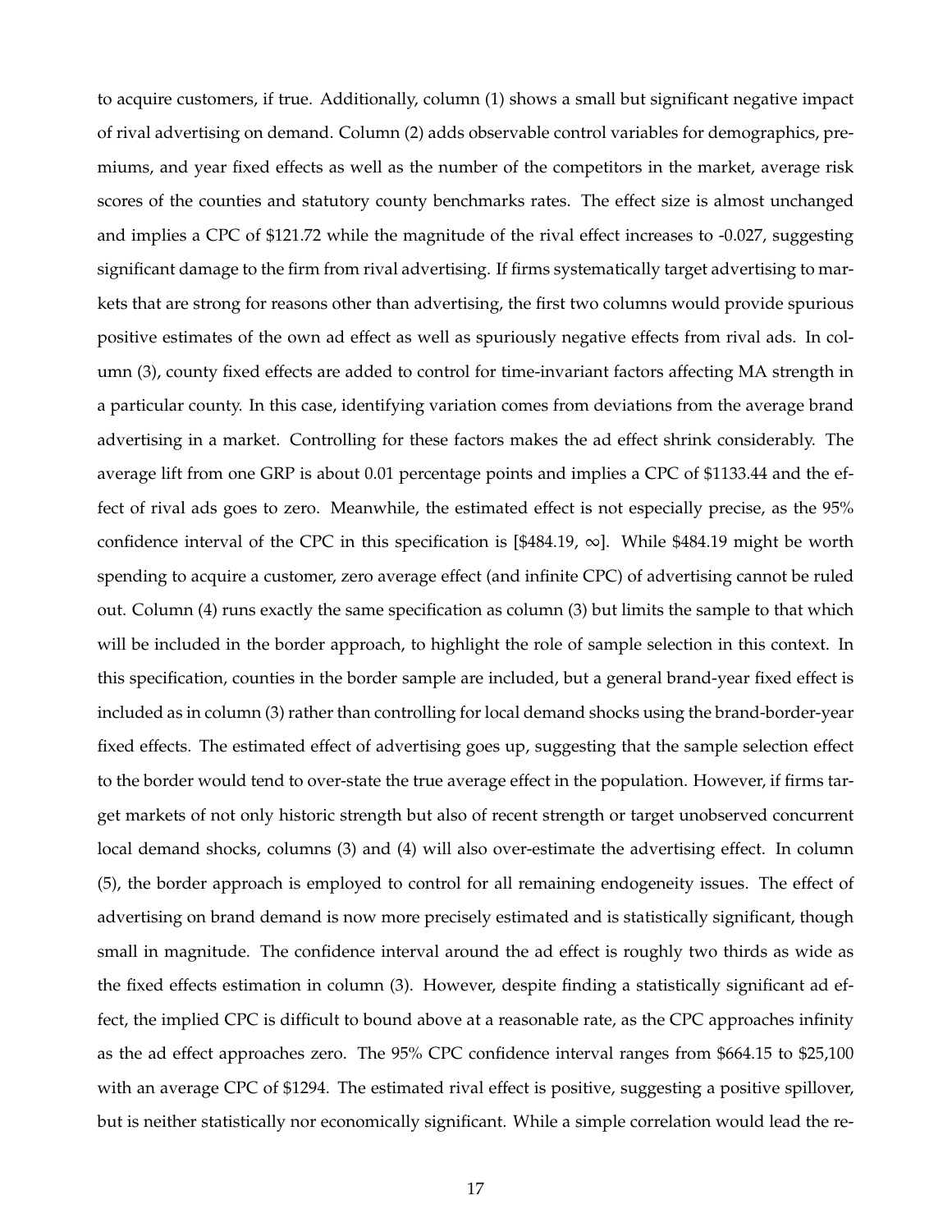to acquire customers, if true. Additionally, column (1) shows a small but significant negative impact of rival advertising on demand. Column (2) adds observable control variables for demographics, premiums, and year fixed effects as well as the number of the competitors in the market, average risk scores of the counties and statutory county benchmarks rates. The effect size is almost unchanged and implies a CPC of $121.72 while the magnitude of the rival effect increases to -0.027, suggesting significant damage to the firm from rival advertising. If firms systematically target advertising to markets that are strong for reasons other than advertising, the first two columns would provide spurious positive estimates of the own ad effect as well as spuriously negative effects from rival ads. In column (3), county fixed effects are added to control for time-invariant factors affecting MA strength in a particular county. In this case, identifying variation comes from deviations from the average brand advertising in a market. Controlling for these factors makes the ad effect shrink considerably. The average lift from one GRP is about 0.01 percentage points and implies a CPC of $1133.44 and the effect of rival ads goes to zero. Meanwhile, the estimated effect is not especially precise, as the 95% confidence interval of the CPC in this specification is [$484.19, $\infty$]. While $484.19 might be worth spending to acquire a customer, zero average effect (and infinite CPC) of advertising cannot be ruled out. Column (4) runs exactly the same specification as column (3) but limits the sample to that which will be included in the border approach, to highlight the role of sample selection in this context. In this specification, counties in the border sample are included, but a general brand-year fixed effect is included as in column (3) rather than controlling for local demand shocks using the brand-border-year fixed effects. The estimated effect of advertising goes up, suggesting that the sample selection effect to the border would tend to over-state the true average effect in the population. However, if firms target markets of not only historic strength but also of recent strength or target unobserved concurrent local demand shocks, columns (3) and (4) will also over-estimate the advertising effect. In column (5), the border approach is employed to control for all remaining endogeneity issues. The effect of advertising on brand demand is now more precisely estimated and is statistically significant, though small in magnitude. The confidence interval around the ad effect is roughly two thirds as wide as the fixed effects estimation in column (3). However, despite finding a statistically significant ad effect, the implied CPC is difficult to bound above at a reasonable rate, as the CPC approaches infinity as the ad effect approaches zero. The 95% CPC confidence interval ranges from $664.15 to $25,100 with an average CPC of $1294. The estimated rival effect is positive, suggesting a positive spillover, but is neither statistically nor economically significant. While a simple correlation would lead the re-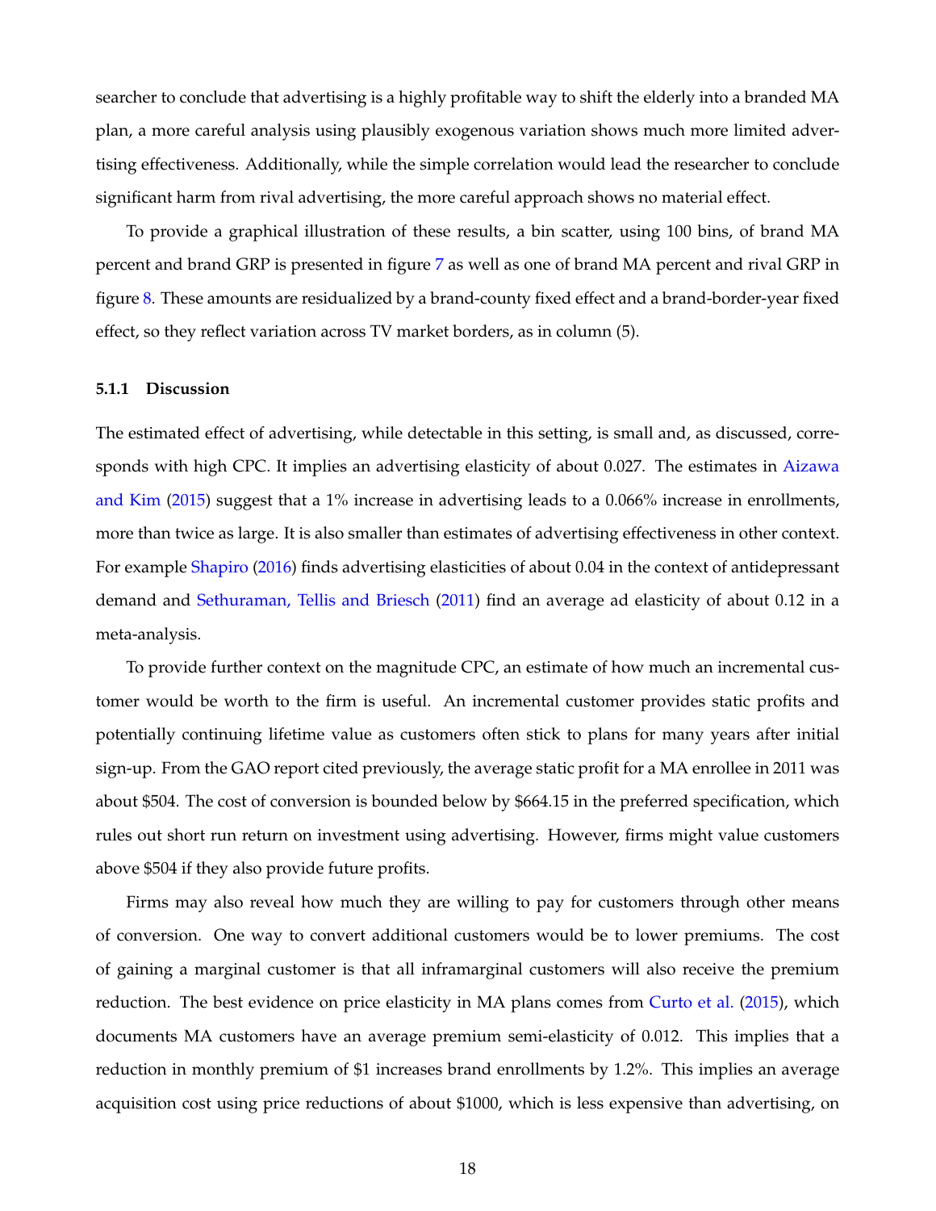searcher to conclude that advertising is a highly profitable way to shift the elderly into a branded MA plan, a more careful analysis using plausibly exogenous variation shows much more limited advertising effectiveness. Additionally, while the simple correlation would lead the researcher to conclude significant harm from rival advertising, the more careful approach shows no material effect.

To provide a graphical illustration of these results, a bin scatter, using 100 bins, of brand MA percent and brand GRP is presented in figure 7 as well as one of brand MA percent and rival GRP in figure 8. These amounts are residualized by a brand-county fixed effect and a brand-border-year fixed effect, so they reflect variation across TV market borders, as in column (5).

### 5.1.1 Discussion

The estimated effect of advertising, while detectable in this setting, is small and, as discussed, corresponds with high CPC. It implies an advertising elasticity of about 0.027. The estimates in Aizawa and Kim (2015) suggest that a 1% increase in advertising leads to a 0.066% increase in enrollments, more than twice as large. It is also smaller than estimates of advertising effectiveness in other context. For example Shapiro (2016) finds advertising elasticities of about 0.04 in the context of antidepressant demand and Sethuraman, Tellis and Briesch (2011) find an average ad elasticity of about 0.12 in a meta-analysis.

To provide further context on the magnitude CPC, an estimate of how much an incremental customer would be worth to the firm is useful. An incremental customer provides static profits and potentially continuing lifetime value as customers often stick to plans for many years after initial sign-up. From the GAO report cited previously, the average static profit for a MA enrollee in 2011 was about \$504. The cost of conversion is bounded below by \$664.15 in the preferred specification, which rules out short run return on investment using advertising. However, firms might value customers above \$504 if they also provide future profits.

Firms may also reveal how much they are willing to pay for customers through other means of conversion. One way to convert additional customers would be to lower premiums. The cost of gaining a marginal customer is that all inframarginal customers will also receive the premium reduction. The best evidence on price elasticity in MA plans comes from Curto et al. (2015), which documents MA customers have an average premium semi-elasticity of 0.012. This implies that a reduction in monthly premium of \$1 increases brand enrollments by 1.2%. This implies an average acquisition cost using price reductions of about \$1000, which is less expensive than advertising, on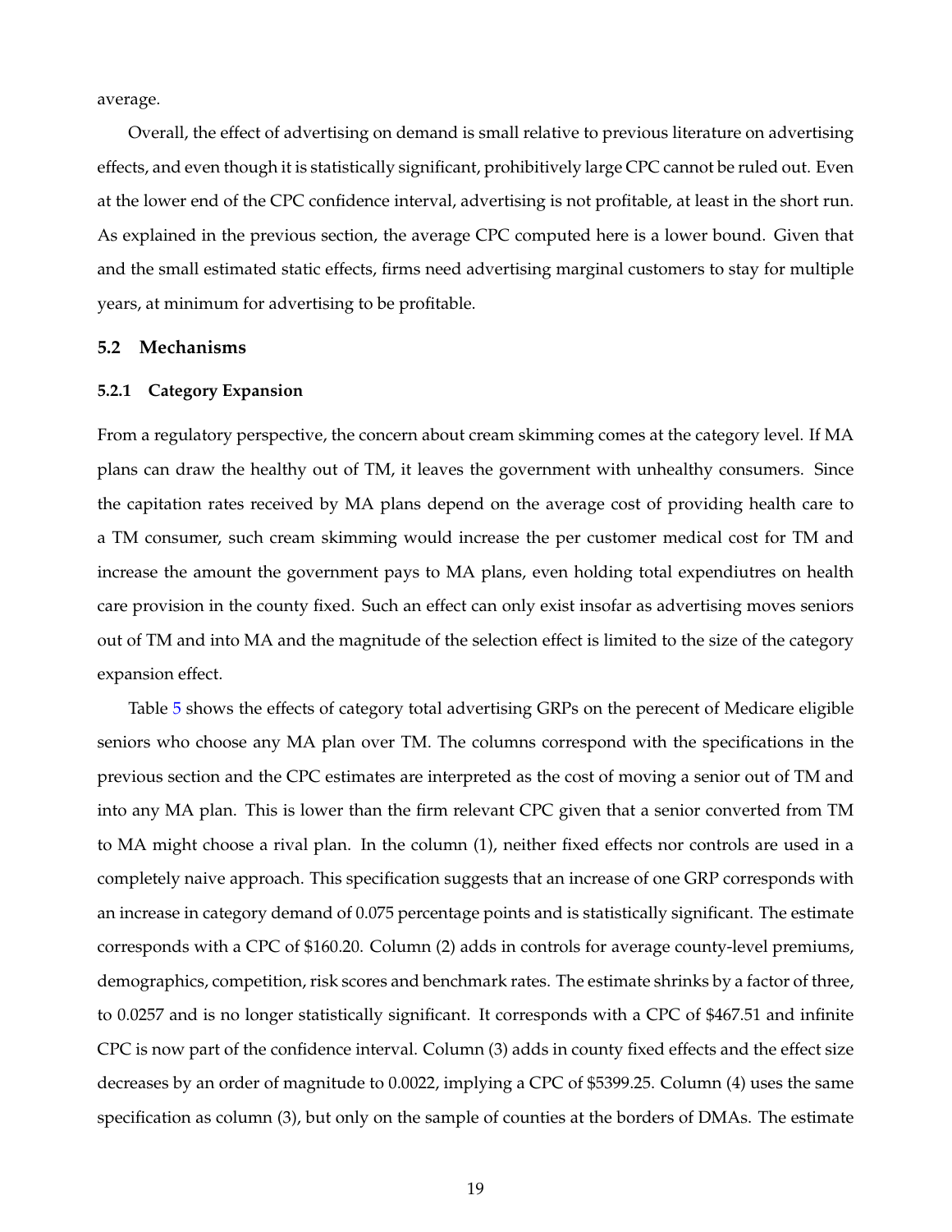average.

Overall, the effect of advertising on demand is small relative to previous literature on advertising effects, and even though it is statistically significant, prohibitively large CPC cannot be ruled out. Even at the lower end of the CPC confidence interval, advertising is not profitable, at least in the short run. As explained in the previous section, the average CPC computed here is a lower bound. Given that and the small estimated static effects, firms need advertising marginal customers to stay for multiple years, at minimum for advertising to be profitable.

## 5.2 Mechanisms

### 5.2.1 Category Expansion

From a regulatory perspective, the concern about cream skimming comes at the category level. If MA plans can draw the healthy out of TM, it leaves the government with unhealthy consumers. Since the capitation rates received by MA plans depend on the average cost of providing health care to a TM consumer, such cream skimming would increase the per customer medical cost for TM and increase the amount the government pays to MA plans, even holding total expendiutres on health care provision in the county fixed. Such an effect can only exist insofar as advertising moves seniors out of TM and into MA and the magnitude of the selection effect is limited to the size of the category expansion effect.

Table 5 shows the effects of category total advertising GRPs on the perecent of Medicare eligible seniors who choose any MA plan over TM. The columns correspond with the specifications in the previous section and the CPC estimates are interpreted as the cost of moving a senior out of TM and into any MA plan. This is lower than the firm relevant CPC given that a senior converted from TM to MA might choose a rival plan. In the column (1), neither fixed effects nor controls are used in a completely naive approach. This specification suggests that an increase of one GRP corresponds with an increase in category demand of 0.075 percentage points and is statistically significant. The estimate corresponds with a CPC of \$160.20. Column (2) adds in controls for average county-level premiums, demographics, competition, risk scores and benchmark rates. The estimate shrinks by a factor of three, to 0.0257 and is no longer statistically significant. It corresponds with a CPC of \$467.51 and infinite CPC is now part of the confidence interval. Column (3) adds in county fixed effects and the effect size decreases by an order of magnitude to 0.0022, implying a CPC of \$5399.25. Column (4) uses the same specification as column (3), but only on the sample of counties at the borders of DMAs. The estimate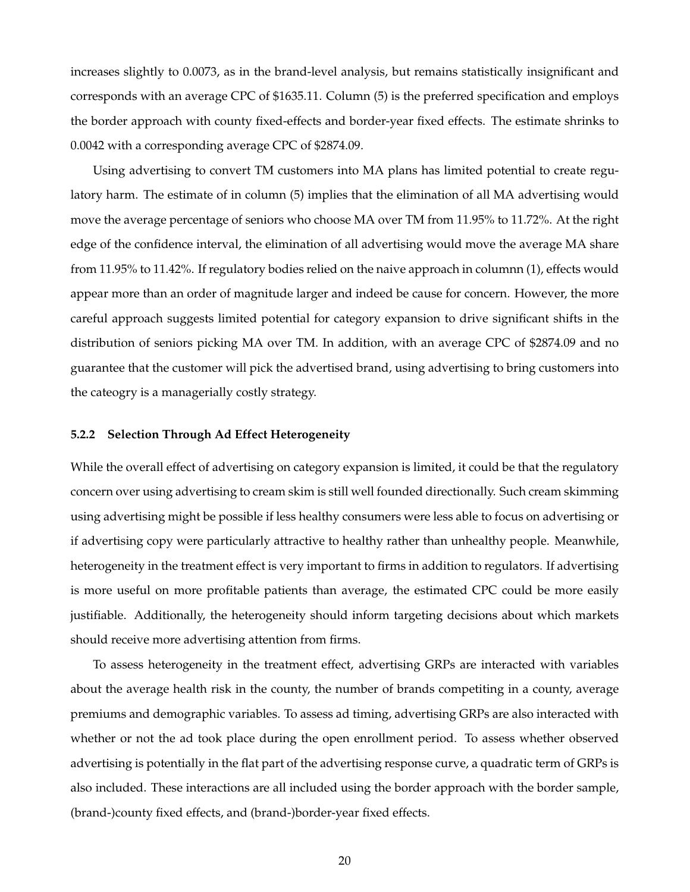increases slightly to 0.0073, as in the brand-level analysis, but remains statistically insignificant and corresponds with an average CPC of $1635.11. Column (5) is the preferred specification and employs the border approach with county fixed-effects and border-year fixed effects. The estimate shrinks to 0.0042 with a corresponding average CPC of $2874.09.

Using advertising to convert TM customers into MA plans has limited potential to create regulatory harm. The estimate of in column (5) implies that the elimination of all MA advertising would move the average percentage of seniors who choose MA over TM from 11.95% to 11.72%. At the right edge of the confidence interval, the elimination of all advertising would move the average MA share from 11.95% to 11.42%. If regulatory bodies relied on the naive approach in columnn (1), effects would appear more than an order of magnitude larger and indeed be cause for concern. However, the more careful approach suggests limited potential for category expansion to drive significant shifts in the distribution of seniors picking MA over TM. In addition, with an average CPC of $2874.09 and no guarantee that the customer will pick the advertised brand, using advertising to bring customers into the cateogry is a managerially costly strategy.

#### 5.2.2 Selection Through Ad Effect Heterogeneity

While the overall effect of advertising on category expansion is limited, it could be that the regulatory concern over using advertising to cream skim is still well founded directionally. Such cream skimming using advertising might be possible if less healthy consumers were less able to focus on advertising or if advertising copy were particularly attractive to healthy rather than unhealthy people. Meanwhile, heterogeneity in the treatment effect is very important to firms in addition to regulators. If advertising is more useful on more profitable patients than average, the estimated CPC could be more easily justifiable. Additionally, the heterogeneity should inform targeting decisions about which markets should receive more advertising attention from firms.

To assess heterogeneity in the treatment effect, advertising GRPs are interacted with variables about the average health risk in the county, the number of brands competiting in a county, average premiums and demographic variables. To assess ad timing, advertising GRPs are also interacted with whether or not the ad took place during the open enrollment period. To assess whether observed advertising is potentially in the flat part of the advertising response curve, a quadratic term of GRPs is also included. These interactions are all included using the border approach with the border sample, (brand-)county fixed effects, and (brand-)border-year fixed effects.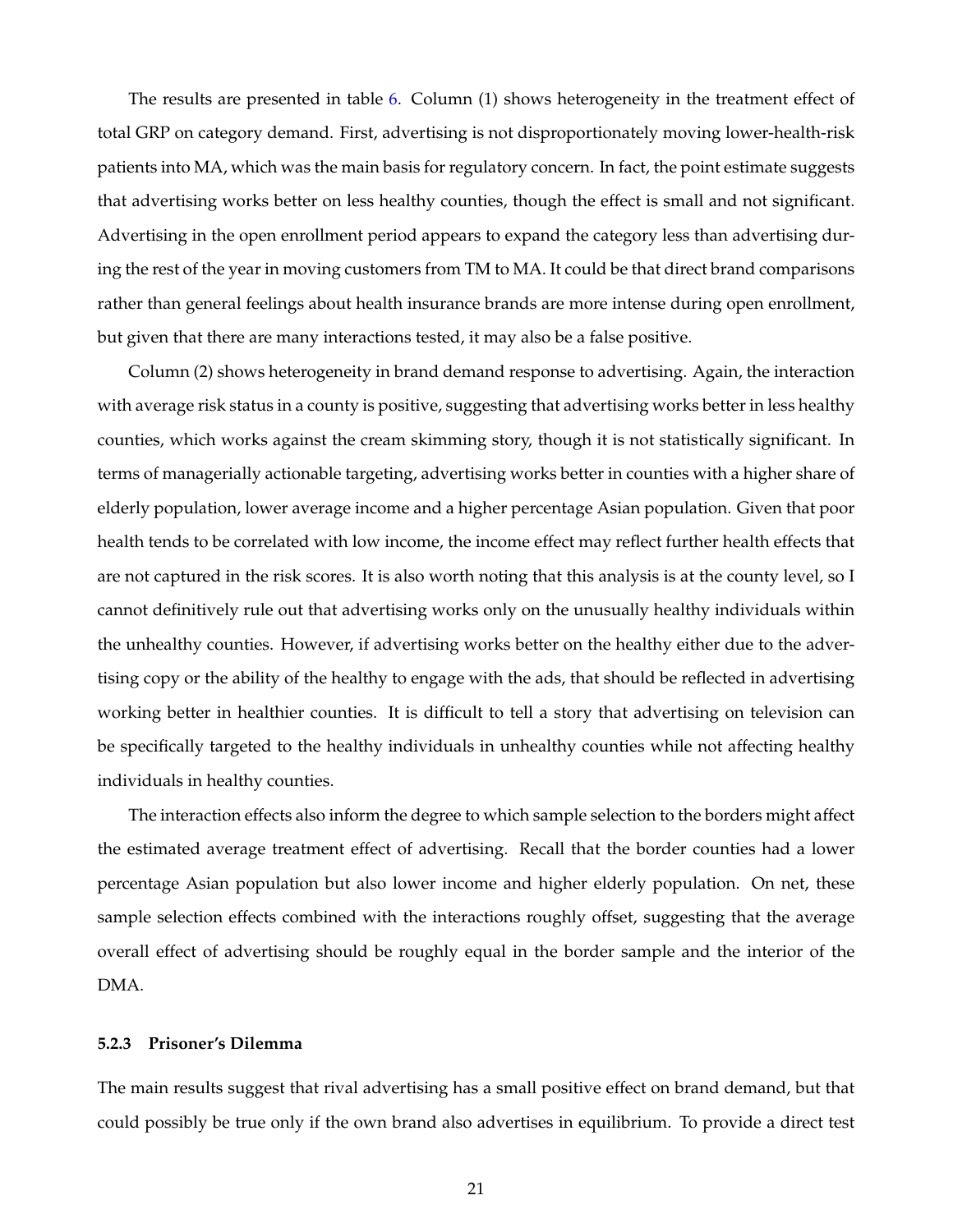The results are presented in table 6. Column (1) shows heterogeneity in the treatment effect of total GRP on category demand. First, advertising is not disproportionately moving lower-health-risk patients into MA, which was the main basis for regulatory concern. In fact, the point estimate suggests that advertising works better on less healthy counties, though the effect is small and not significant. Advertising in the open enrollment period appears to expand the category less than advertising during the rest of the year in moving customers from TM to MA. It could be that direct brand comparisons rather than general feelings about health insurance brands are more intense during open enrollment, but given that there are many interactions tested, it may also be a false positive.

Column (2) shows heterogeneity in brand demand response to advertising. Again, the interaction with average risk status in a county is positive, suggesting that advertising works better in less healthy counties, which works against the cream skimming story, though it is not statistically significant. In terms of managerially actionable targeting, advertising works better in counties with a higher share of elderly population, lower average income and a higher percentage Asian population. Given that poor health tends to be correlated with low income, the income effect may reflect further health effects that are not captured in the risk scores. It is also worth noting that this analysis is at the county level, so I cannot definitively rule out that advertising works only on the unusually healthy individuals within the unhealthy counties. However, if advertising works better on the healthy either due to the advertising copy or the ability of the healthy to engage with the ads, that should be reflected in advertising working better in healthier counties. It is difficult to tell a story that advertising on television can be specifically targeted to the healthy individuals in unhealthy counties while not affecting healthy individuals in healthy counties.

The interaction effects also inform the degree to which sample selection to the borders might affect the estimated average treatment effect of advertising. Recall that the border counties had a lower percentage Asian population but also lower income and higher elderly population. On net, these sample selection effects combined with the interactions roughly offset, suggesting that the average overall effect of advertising should be roughly equal in the border sample and the interior of the DMA.

#### 5.2.3 Prisoner's Dilemma

The main results suggest that rival advertising has a small positive effect on brand demand, but that could possibly be true only if the own brand also advertises in equilibrium. To provide a direct test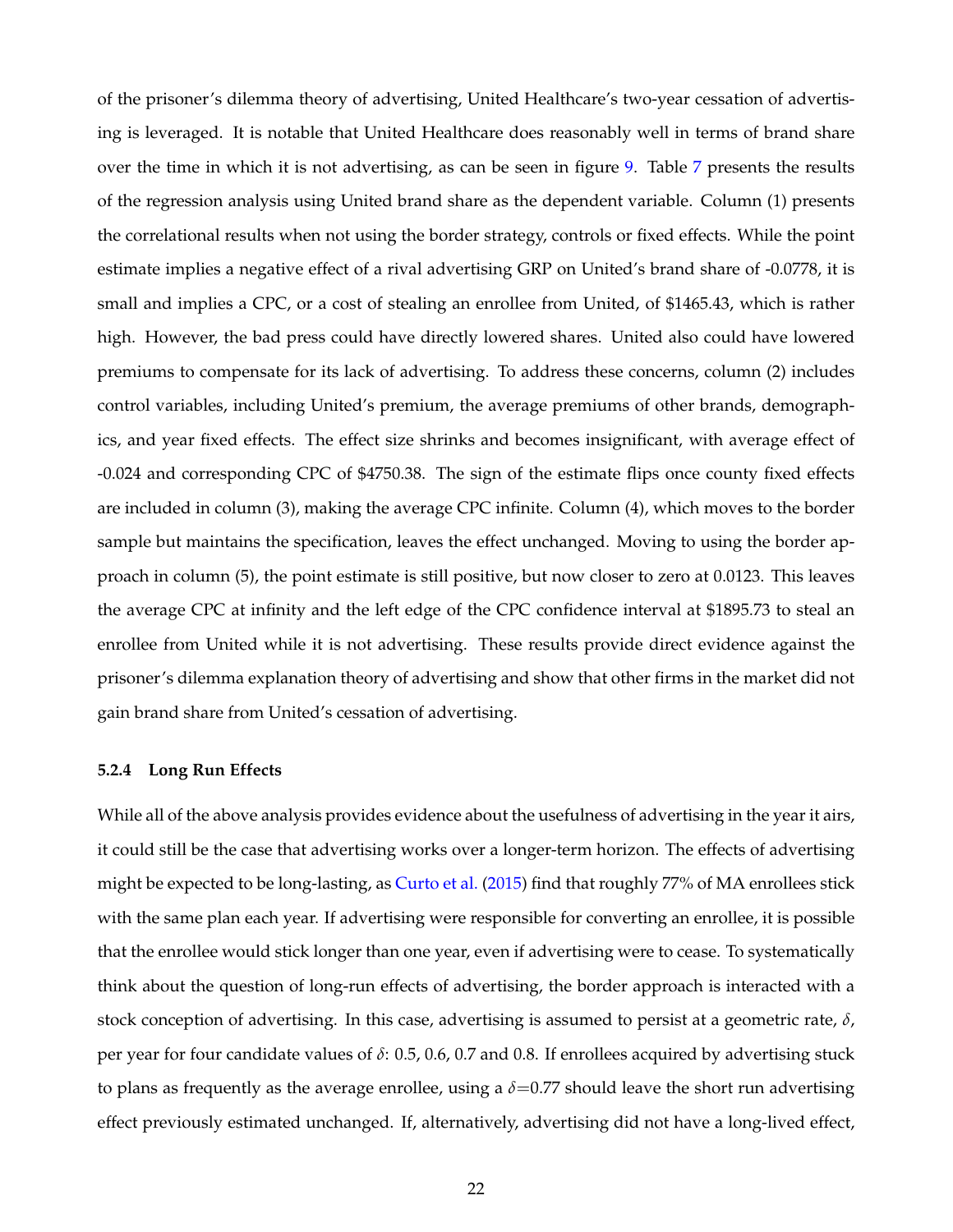of the prisoner's dilemma theory of advertising, United Healthcare's two-year cessation of advertising is leveraged. It is notable that United Healthcare does reasonably well in terms of brand share over the time in which it is not advertising, as can be seen in figure 9. Table 7 presents the results of the regression analysis using United brand share as the dependent variable. Column (1) presents the correlational results when not using the border strategy, controls or fixed effects. While the point estimate implies a negative effect of a rival advertising GRP on United's brand share of -0.0778, it is small and implies a CPC, or a cost of stealing an enrollee from United, of $1465.43, which is rather high. However, the bad press could have directly lowered shares. United also could have lowered premiums to compensate for its lack of advertising. To address these concerns, column (2) includes control variables, including United's premium, the average premiums of other brands, demographics, and year fixed effects. The effect size shrinks and becomes insignificant, with average effect of -0.024 and corresponding CPC of $4750.38. The sign of the estimate flips once county fixed effects are included in column (3), making the average CPC infinite. Column (4), which moves to the border sample but maintains the specification, leaves the effect unchanged. Moving to using the border approach in column (5), the point estimate is still positive, but now closer to zero at 0.0123. This leaves the average CPC at infinity and the left edge of the CPC confidence interval at $1895.73 to steal an enrollee from United while it is not advertising. These results provide direct evidence against the prisoner's dilemma explanation theory of advertising and show that other firms in the market did not gain brand share from United's cessation of advertising.

#### 5.2.4 Long Run Effects

While all of the above analysis provides evidence about the usefulness of advertising in the year it airs, it could still be the case that advertising works over a longer-term horizon. The effects of advertising might be expected to be long-lasting, as Curto et al. (2015) find that roughly 77% of MA enrollees stick with the same plan each year. If advertising were responsible for converting an enrollee, it is possible that the enrollee would stick longer than one year, even if advertising were to cease. To systematically think about the question of long-run effects of advertising, the border approach is interacted with a stock conception of advertising. In this case, advertising is assumed to persist at a geometric rate, $\delta$, per year for four candidate values of $\delta$: 0.5, 0.6, 0.7 and 0.8. If enrollees acquired by advertising stuck to plans as frequently as the average enrollee, using a $\delta$=0.77 should leave the short run advertising effect previously estimated unchanged. If, alternatively, advertising did not have a long-lived effect,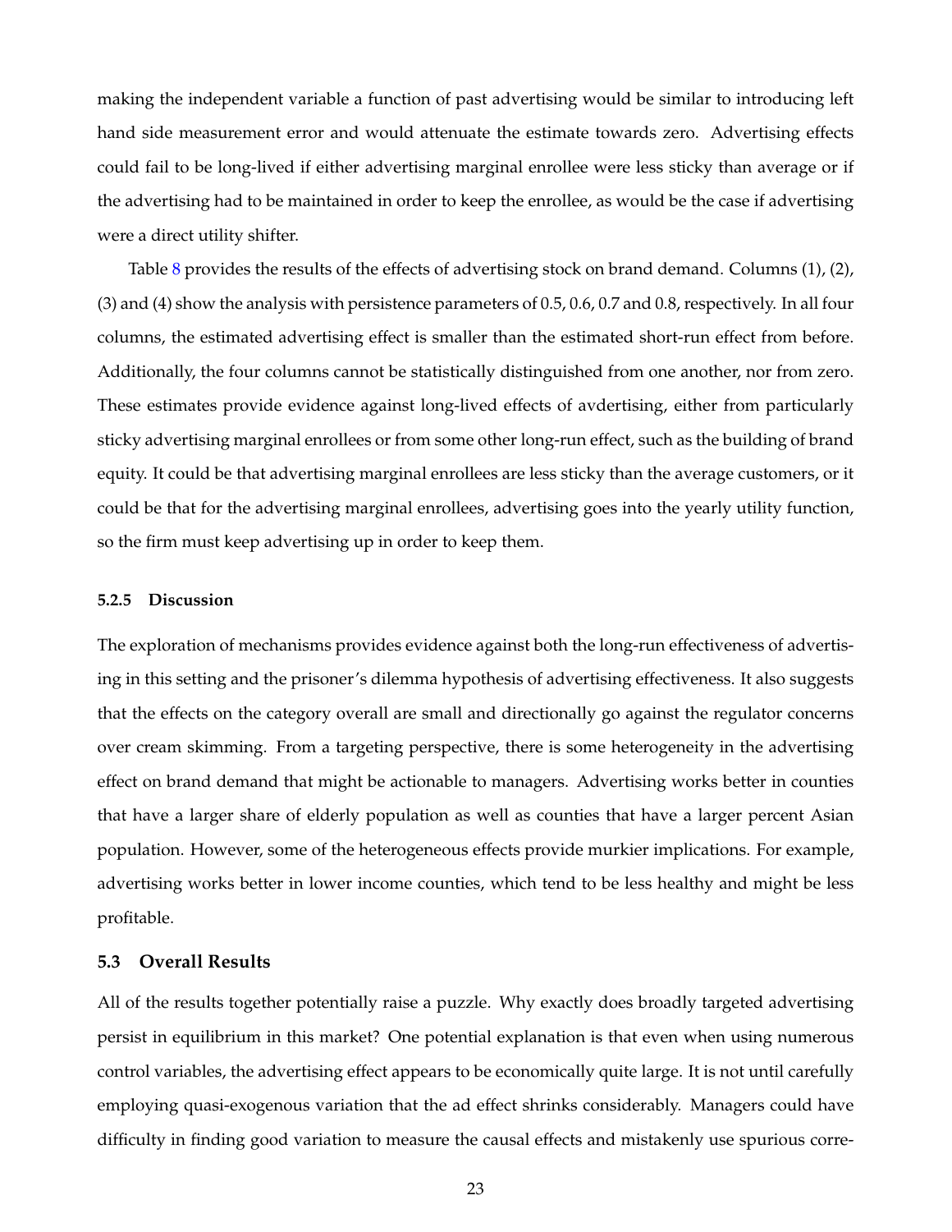making the independent variable a function of past advertising would be similar to introducing left hand side measurement error and would attenuate the estimate towards zero. Advertising effects could fail to be long-lived if either advertising marginal enrollee were less sticky than average or if the advertising had to be maintained in order to keep the enrollee, as would be the case if advertising were a direct utility shifter.

Table 8 provides the results of the effects of advertising stock on brand demand. Columns (1), (2), (3) and (4) show the analysis with persistence parameters of 0.5, 0.6, 0.7 and 0.8, respectively. In all four columns, the estimated advertising effect is smaller than the estimated short-run effect from before. Additionally, the four columns cannot be statistically distinguished from one another, nor from zero. These estimates provide evidence against long-lived effects of avdertising, either from particularly sticky advertising marginal enrollees or from some other long-run effect, such as the building of brand equity. It could be that advertising marginal enrollees are less sticky than the average customers, or it could be that for the advertising marginal enrollees, advertising goes into the yearly utility function, so the firm must keep advertising up in order to keep them.

#### 5.2.5 Discussion

The exploration of mechanisms provides evidence against both the long-run effectiveness of advertising in this setting and the prisoner's dilemma hypothesis of advertising effectiveness. It also suggests that the effects on the category overall are small and directionally go against the regulator concerns over cream skimming. From a targeting perspective, there is some heterogeneity in the advertising effect on brand demand that might be actionable to managers. Advertising works better in counties that have a larger share of elderly population as well as counties that have a larger percent Asian population. However, some of the heterogeneous effects provide murkier implications. For example, advertising works better in lower income counties, which tend to be less healthy and might be less profitable.

### 5.3 Overall Results

All of the results together potentially raise a puzzle. Why exactly does broadly targeted advertising persist in equilibrium in this market? One potential explanation is that even when using numerous control variables, the advertising effect appears to be economically quite large. It is not until carefully employing quasi-exogenous variation that the ad effect shrinks considerably. Managers could have difficulty in finding good variation to measure the causal effects and mistakenly use spurious corre-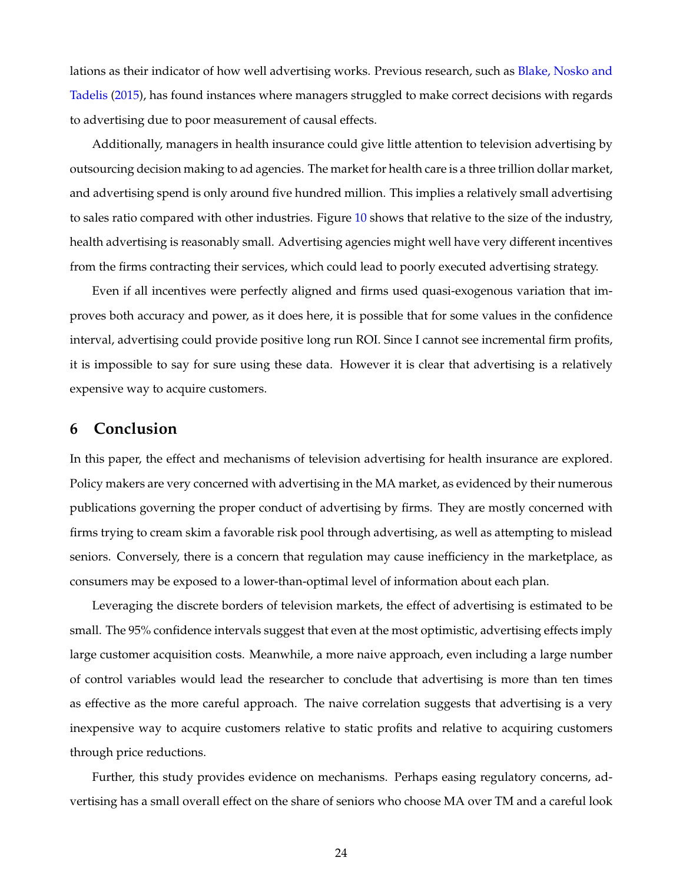lations as their indicator of how well advertising works. Previous research, such as Blake, Nosko and Tadelis (2015), has found instances where managers struggled to make correct decisions with regards to advertising due to poor measurement of causal effects.

Additionally, managers in health insurance could give little attention to television advertising by outsourcing decision making to ad agencies. The market for health care is a three trillion dollar market, and advertising spend is only around five hundred million. This implies a relatively small advertising to sales ratio compared with other industries. Figure 10 shows that relative to the size of the industry, health advertising is reasonably small. Advertising agencies might well have very different incentives from the firms contracting their services, which could lead to poorly executed advertising strategy.

Even if all incentives were perfectly aligned and firms used quasi-exogenous variation that improves both accuracy and power, as it does here, it is possible that for some values in the confidence interval, advertising could provide positive long run ROI. Since I cannot see incremental firm profits, it is impossible to say for sure using these data. However it is clear that advertising is a relatively expensive way to acquire customers.

## 6 Conclusion

In this paper, the effect and mechanisms of television advertising for health insurance are explored. Policy makers are very concerned with advertising in the MA market, as evidenced by their numerous publications governing the proper conduct of advertising by firms. They are mostly concerned with firms trying to cream skim a favorable risk pool through advertising, as well as attempting to mislead seniors. Conversely, there is a concern that regulation may cause inefficiency in the marketplace, as consumers may be exposed to a lower-than-optimal level of information about each plan.

Leveraging the discrete borders of television markets, the effect of advertising is estimated to be small. The 95% confidence intervals suggest that even at the most optimistic, advertising effects imply large customer acquisition costs. Meanwhile, a more naive approach, even including a large number of control variables would lead the researcher to conclude that advertising is more than ten times as effective as the more careful approach. The naive correlation suggests that advertising is a very inexpensive way to acquire customers relative to static profits and relative to acquiring customers through price reductions.

Further, this study provides evidence on mechanisms. Perhaps easing regulatory concerns, advertising has a small overall effect on the share of seniors who choose MA over TM and a careful look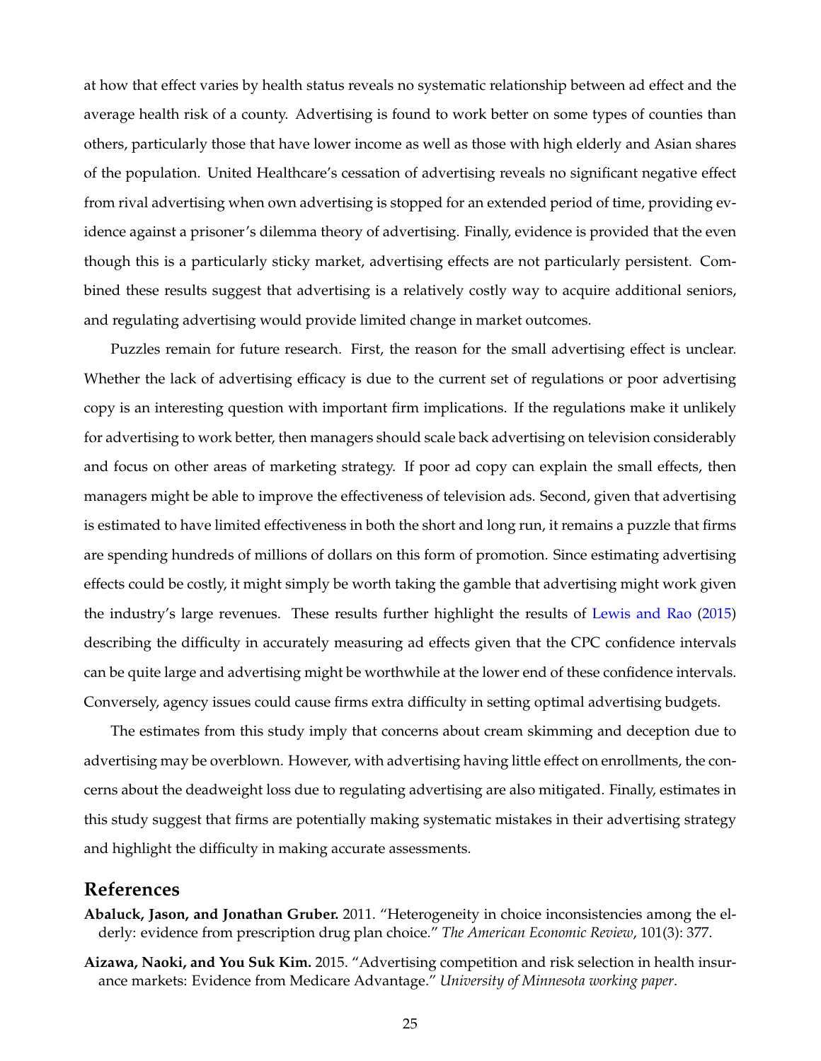at how that effect varies by health status reveals no systematic relationship between ad effect and the average health risk of a county. Advertising is found to work better on some types of counties than others, particularly those that have lower income as well as those with high elderly and Asian shares of the population. United Healthcare's cessation of advertising reveals no significant negative effect from rival advertising when own advertising is stopped for an extended period of time, providing evidence against a prisoner's dilemma theory of advertising. Finally, evidence is provided that the even though this is a particularly sticky market, advertising effects are not particularly persistent. Combined these results suggest that advertising is a relatively costly way to acquire additional seniors, and regulating advertising would provide limited change in market outcomes.

Puzzles remain for future research. First, the reason for the small advertising effect is unclear. Whether the lack of advertising efficacy is due to the current set of regulations or poor advertising copy is an interesting question with important firm implications. If the regulations make it unlikely for advertising to work better, then managers should scale back advertising on television considerably and focus on other areas of marketing strategy. If poor ad copy can explain the small effects, then managers might be able to improve the effectiveness of television ads. Second, given that advertising is estimated to have limited effectiveness in both the short and long run, it remains a puzzle that firms are spending hundreds of millions of dollars on this form of promotion. Since estimating advertising effects could be costly, it might simply be worth taking the gamble that advertising might work given the industry's large revenues. These results further highlight the results of Lewis and Rao (2015) describing the difficulty in accurately measuring ad effects given that the CPC confidence intervals can be quite large and advertising might be worthwhile at the lower end of these confidence intervals. Conversely, agency issues could cause firms extra difficulty in setting optimal advertising budgets.

The estimates from this study imply that concerns about cream skimming and deception due to advertising may be overblown. However, with advertising having little effect on enrollments, the concerns about the deadweight loss due to regulating advertising are also mitigated. Finally, estimates in this study suggest that firms are potentially making systematic mistakes in their advertising strategy and highlight the difficulty in making accurate assessments.

## References

**Abaluck, Jason, and Jonathan Gruber.** 2011. "Heterogeneity in choice inconsistencies among the elderly: evidence from prescription drug plan choice." *The American Economic Review*, 101(3): 377.

**Aizawa, Naoki, and You Suk Kim.** 2015. "Advertising competition and risk selection in health insurance markets: Evidence from Medicare Advantage." *University of Minnesota working paper*.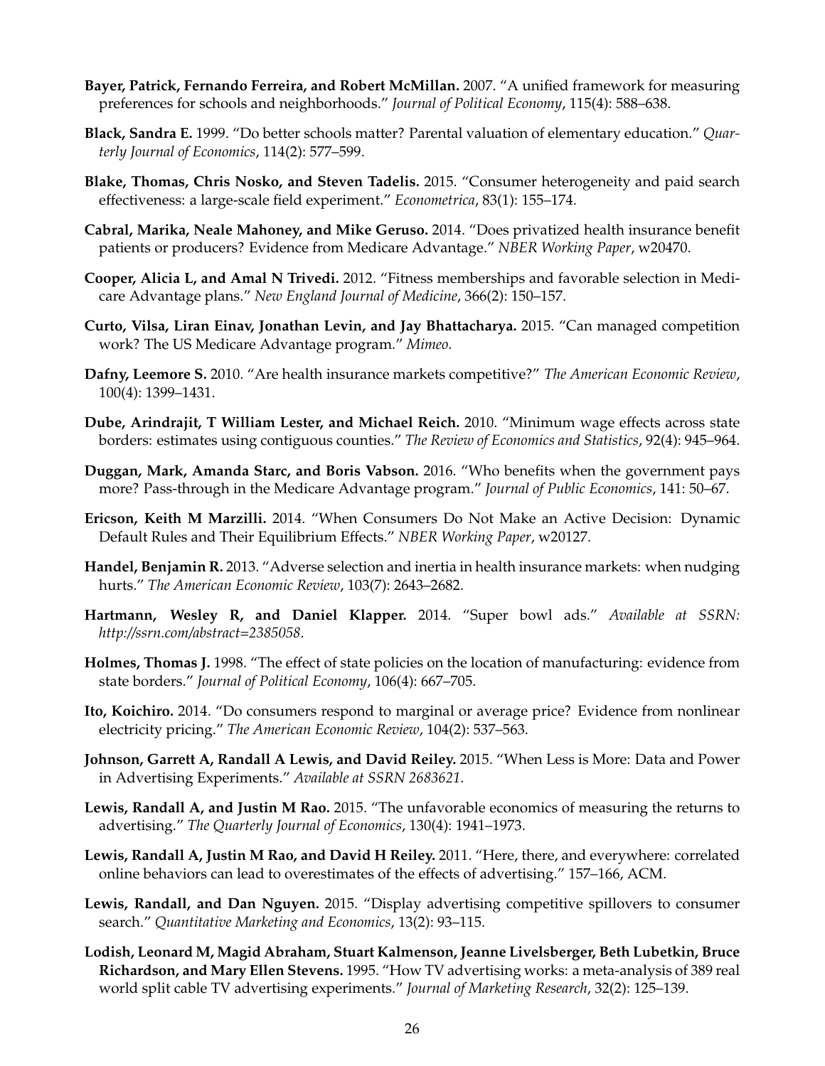**Bayer, Patrick, Fernando Ferreira, and Robert McMillan.** 2007. "A unified framework for measuring preferences for schools and neighborhoods." *Journal of Political Economy*, 115(4): 588–638.

**Black, Sandra E.** 1999. "Do better schools matter? Parental valuation of elementary education." *Quarterly Journal of Economics*, 114(2): 577–599.

**Blake, Thomas, Chris Nosko, and Steven Tadelis.** 2015. "Consumer heterogeneity and paid search effectiveness: a large-scale field experiment." *Econometrica*, 83(1): 155–174.

**Cabral, Marika, Neale Mahoney, and Mike Geruso.** 2014. "Does privatized health insurance benefit patients or producers? Evidence from Medicare Advantage." *NBER Working Paper*, w20470.

**Cooper, Alicia L, and Amal N Trivedi.** 2012. "Fitness memberships and favorable selection in Medicare Advantage plans." *New England Journal of Medicine*, 366(2): 150–157.

**Curto, Vilsa, Liran Einav, Jonathan Levin, and Jay Bhattacharya.** 2015. "Can managed competition work? The US Medicare Advantage program." *Mimeo*.

**Dafny, Leemore S.** 2010. "Are health insurance markets competitive?" *The American Economic Review*, 100(4): 1399–1431.

**Dube, Arindrajit, T William Lester, and Michael Reich.** 2010. "Minimum wage effects across state borders: estimates using contiguous counties." *The Review of Economics and Statistics*, 92(4): 945–964.

**Duggan, Mark, Amanda Starc, and Boris Vabson.** 2016. "Who benefits when the government pays more? Pass-through in the Medicare Advantage program." *Journal of Public Economics*, 141: 50–67.

**Ericson, Keith M Marzilli.** 2014. "When Consumers Do Not Make an Active Decision: Dynamic Default Rules and Their Equilibrium Effects." *NBER Working Paper*, w20127.

**Handel, Benjamin R.** 2013. "Adverse selection and inertia in health insurance markets: when nudging hurts." *The American Economic Review*, 103(7): 2643–2682.

**Hartmann, Wesley R, and Daniel Klapper.** 2014. "Super bowl ads." *Available at SSRN: http://ssrn.com/abstract=2385058*.

**Holmes, Thomas J.** 1998. "The effect of state policies on the location of manufacturing: evidence from state borders." *Journal of Political Economy*, 106(4): 667–705.

**Ito, Koichiro.** 2014. "Do consumers respond to marginal or average price? Evidence from nonlinear electricity pricing." *The American Economic Review*, 104(2): 537–563.

**Johnson, Garrett A, Randall A Lewis, and David Reiley.** 2015. "When Less is More: Data and Power in Advertising Experiments." *Available at SSRN 2683621*.

**Lewis, Randall A, and Justin M Rao.** 2015. "The unfavorable economics of measuring the returns to advertising." *The Quarterly Journal of Economics*, 130(4): 1941–1973.

**Lewis, Randall A, Justin M Rao, and David H Reiley.** 2011. "Here, there, and everywhere: correlated online behaviors can lead to overestimates of the effects of advertising." 157–166, ACM.

**Lewis, Randall, and Dan Nguyen.** 2015. "Display advertising competitive spillovers to consumer search." *Quantitative Marketing and Economics*, 13(2): 93–115.

**Lodish, Leonard M, Magid Abraham, Stuart Kalmenson, Jeanne Livelsberger, Beth Lubetkin, Bruce Richardson, and Mary Ellen Stevens.** 1995. "How TV advertising works: a meta-analysis of 389 real world split cable TV advertising experiments." *Journal of Marketing Research*, 32(2): 125–139.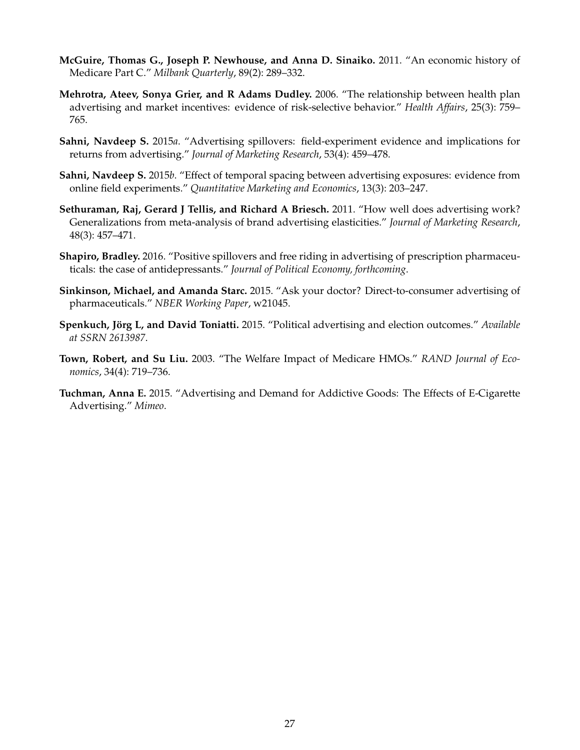**McGuire, Thomas G., Joseph P. Newhouse, and Anna D. Sinaiko.** 2011. "An economic history of Medicare Part C." *Milbank Quarterly*, 89(2): 289–332.

**Mehrotra, Ateev, Sonya Grier, and R Adams Dudley.** 2006. "The relationship between health plan advertising and market incentives: evidence of risk-selective behavior." *Health Affairs*, 25(3): 759–765.

**Sahni, Navdeep S.** 2015*a*. "Advertising spillovers: field-experiment evidence and implications for returns from advertising." *Journal of Marketing Research*, 53(4): 459–478.

**Sahni, Navdeep S.** 2015*b*. "Effect of temporal spacing between advertising exposures: evidence from online field experiments." *Quantitative Marketing and Economics*, 13(3): 203–247.

**Sethuraman, Raj, Gerard J Tellis, and Richard A Briesch.** 2011. "How well does advertising work? Generalizations from meta-analysis of brand advertising elasticities." *Journal of Marketing Research*, 48(3): 457–471.

**Shapiro, Bradley.** 2016. "Positive spillovers and free riding in advertising of prescription pharmaceuticals: the case of antidepressants." *Journal of Political Economy, forthcoming*.

**Sinkinson, Michael, and Amanda Starc.** 2015. "Ask your doctor? Direct-to-consumer advertising of pharmaceuticals." *NBER Working Paper*, w21045.

**Spenkuch, Jörg L, and David Toniatti.** 2015. "Political advertising and election outcomes." *Available at SSRN 2613987*.

**Town, Robert, and Su Liu.** 2003. "The Welfare Impact of Medicare HMOs." *RAND Journal of Economics*, 34(4): 719–736.

**Tuchman, Anna E.** 2015. "Advertising and Demand for Addictive Goods: The Effects of E-Cigarette Advertising." *Mimeo*.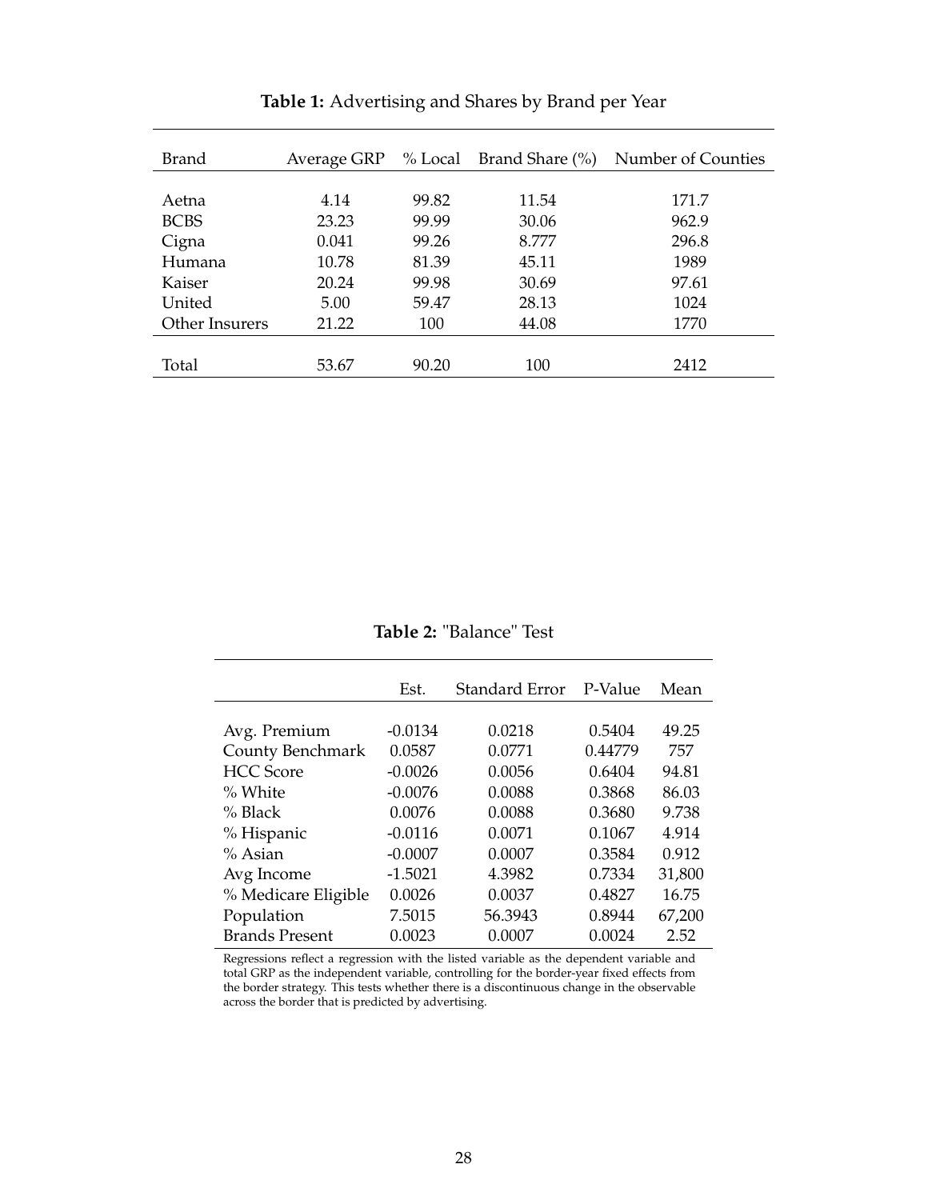**Table 1:** Advertising and Shares by Brand per Year

| Brand | Average GRP | % Local | Brand Share (%) | Number of Counties |
|---|---|---|---|---|
| Aetna | 4.14 | 99.82 | 11.54 | 171.7 |
| BCBS | 23.23 | 99.99 | 30.06 | 962.9 |
| Cigna | 0.041 | 99.26 | 8.777 | 296.8 |
| Humana | 10.78 | 81.39 | 45.11 | 1989 |
| Kaiser | 20.24 | 99.98 | 30.69 | 97.61 |
| United | 5.00 | 59.47 | 28.13 | 1024 |
| Other Insurers | 21.22 | 100 | 44.08 | 1770 |
| Total | 53.67 | 90.20 | 100 | 2412 |

**Table 2:** "Balance" Test

| | Est. | Standard Error | P-Value | Mean |
|---|---|---|---|---|
| Avg. Premium | -0.0134 | 0.0218 | 0.5404 | 49.25 |
| County Benchmark | 0.0587 | 0.0771 | 0.44779 | 757 |
| HCC Score | -0.0026 | 0.0056 | 0.6404 | 94.81 |
| % White | -0.0076 | 0.0088 | 0.3868 | 86.03 |
| % Black | 0.0076 | 0.0088 | 0.3680 | 9.738 |
| % Hispanic | -0.0116 | 0.0071 | 0.1067 | 4.914 |
| % Asian | -0.0007 | 0.0007 | 0.3584 | 0.912 |
| Avg Income | -1.5021 | 4.3982 | 0.7334 | 31,800 |
| % Medicare Eligible | 0.0026 | 0.0037 | 0.4827 | 16.75 |
| Population | 7.5015 | 56.3943 | 0.8944 | 67,200 |
| Brands Present | 0.0023 | 0.0007 | 0.0024 | 2.52 |

Regressions reflect a regression with the listed variable as the dependent variable and total GRP as the independent variable, controlling for the border-year fixed effects from the border strategy. This tests whether there is a discontinuous change in the observable across the border that is predicted by advertising.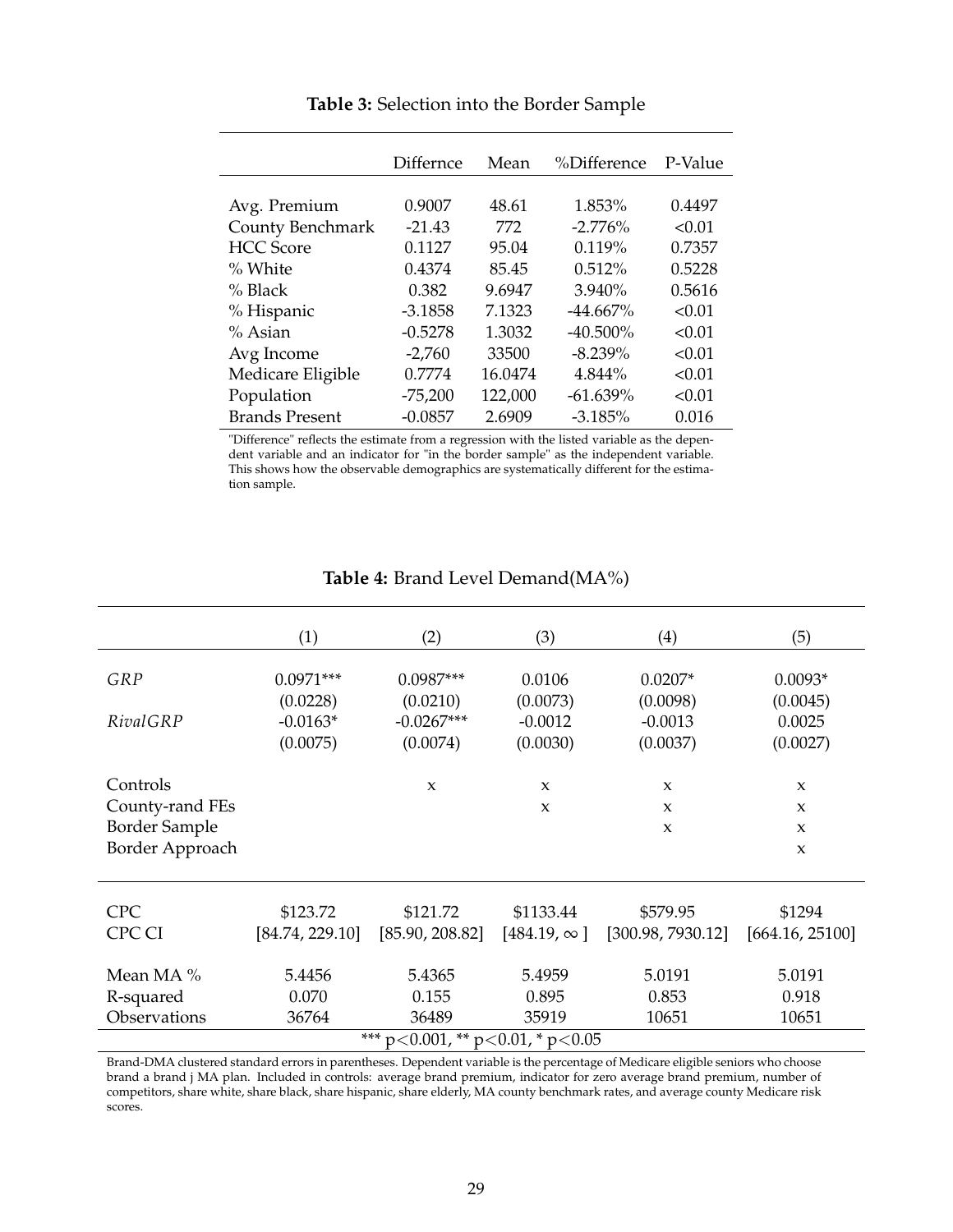**Table 3:** Selection into the Border Sample

| | Differnce | Mean | %Difference | P-Value |
|---|---|---|---|---|
| Avg. Premium | 0.9007 | 48.61 | 1.853% | 0.4497 |
| County Benchmark | -21.43 | 772 | -2.776% | <0.01 |
| HCC Score | 0.1127 | 95.04 | 0.119% | 0.7357 |
| % White | 0.4374 | 85.45 | 0.512% | 0.5228 |
| % Black | 0.382 | 9.6947 | 3.940% | 0.5616 |
| % Hispanic | -3.1858 | 7.1323 | -44.667% | <0.01 |
| % Asian | -0.5278 | 1.3032 | -40.500% | <0.01 |
| Avg Income | -2,760 | 33500 | -8.239% | <0.01 |
| Medicare Eligible | 0.7774 | 16.0474 | 4.844% | <0.01 |
| Population | -75,200 | 122,000 | -61.639% | <0.01 |
| Brands Present | -0.0857 | 2.6909 | -3.185% | 0.016 |

"Difference" reflects the estimate from a regression with the listed variable as the dependent variable and an indicator for "in the border sample" as the independent variable. This shows how the observable demographics are systematically different for the estimation sample.

**Table 4:** Brand Level Demand(MA%)

| | (1) | (2) | (3) | (4) | (5) |
|---|---|---|---|---|---|
| *GRP* | 0.0971*** | 0.0987*** | 0.0106 | 0.0207* | 0.0093* |
| | (0.0228) | (0.0210) | (0.0073) | (0.0098) | (0.0045) |
| *RivalGRP* | -0.0163* | -0.0267*** | -0.0012 | -0.0013 | 0.0025 |
| | (0.0075) | (0.0074) | (0.0030) | (0.0037) | (0.0027) |
| Controls | | x | x | x | x |
| County-rand FEs | | | x | x | x |
| Border Sample | | | | x | x |
| Border Approach | | | | | x |
| CPC | \$123.72 | \$121.72 | \$1133.44 | \$579.95 | \$1294 |
| CPC CI | [84.74, 229.10] | [85.90, 208.82] | [484.19, $\infty$ ] | [300.98, 7930.12] | [664.16, 25100] |
| Mean MA % | 5.4456 | 5.4365 | 5.4959 | 5.0191 | 5.0191 |
| R-squared | 0.070 | 0.155 | 0.895 | 0.853 | 0.918 |
| Observations | 36764 | 36489 | 35919 | 10651 | 10651 |

*** $p<0.001$, ** $p<0.01$, * $p<0.05$

Brand-DMA clustered standard errors in parentheses. Dependent variable is the percentage of Medicare eligible seniors who choose brand a brand j MA plan. Included in controls: average brand premium, indicator for zero average brand premium, number of competitors, share white, share black, share hispanic, share elderly, MA county benchmark rates, and average county Medicare risk scores.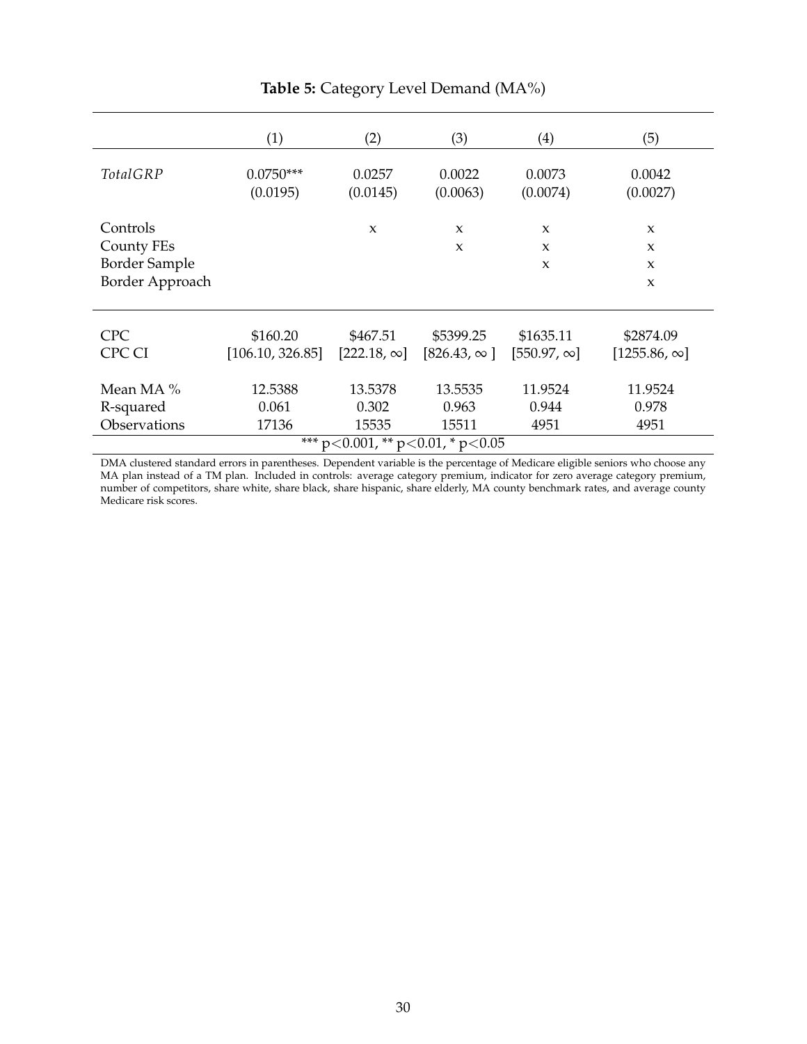**Table 5:** Category Level Demand (MA%)

| | (1) | (2) | (3) | (4) | (5) |
|---|---|---|---|---|---|
| *TotalGRP* | 0.0750*** | 0.0257 | 0.0022 | 0.0073 | 0.0042 |
| | (0.0195) | (0.0145) | (0.0063) | (0.0074) | (0.0027) |
| Controls | | x | x | x | x |
| County FEs | | | x | x | x |
| Border Sample | | | | x | x |
| Border Approach | | | | | x |
| CPC | \$160.20 | \$467.51 | \$5399.25 | \$1635.11 | \$2874.09 |
| CPC CI | [106.10, 326.85] | [222.18, $\infty$] | [826.43, $\infty$ ] | [550.97, $\infty$] | [1255.86, $\infty$] |
| Mean MA % | 12.5388 | 13.5378 | 13.5535 | 11.9524 | 11.9524 |
| R-squared | 0.061 | 0.302 | 0.963 | 0.944 | 0.978 |
| Observations | 17136 | 15535 | 15511 | 4951 | 4951 |

*** $p<0.001$, ** $p<0.01$, * $p<0.05$

DMA clustered standard errors in parentheses. Dependent variable is the percentage of Medicare eligible seniors who choose any MA plan instead of a TM plan. Included in controls: average category premium, indicator for zero average category premium, number of competitors, share white, share black, share hispanic, share elderly, MA county benchmark rates, and average county Medicare risk scores.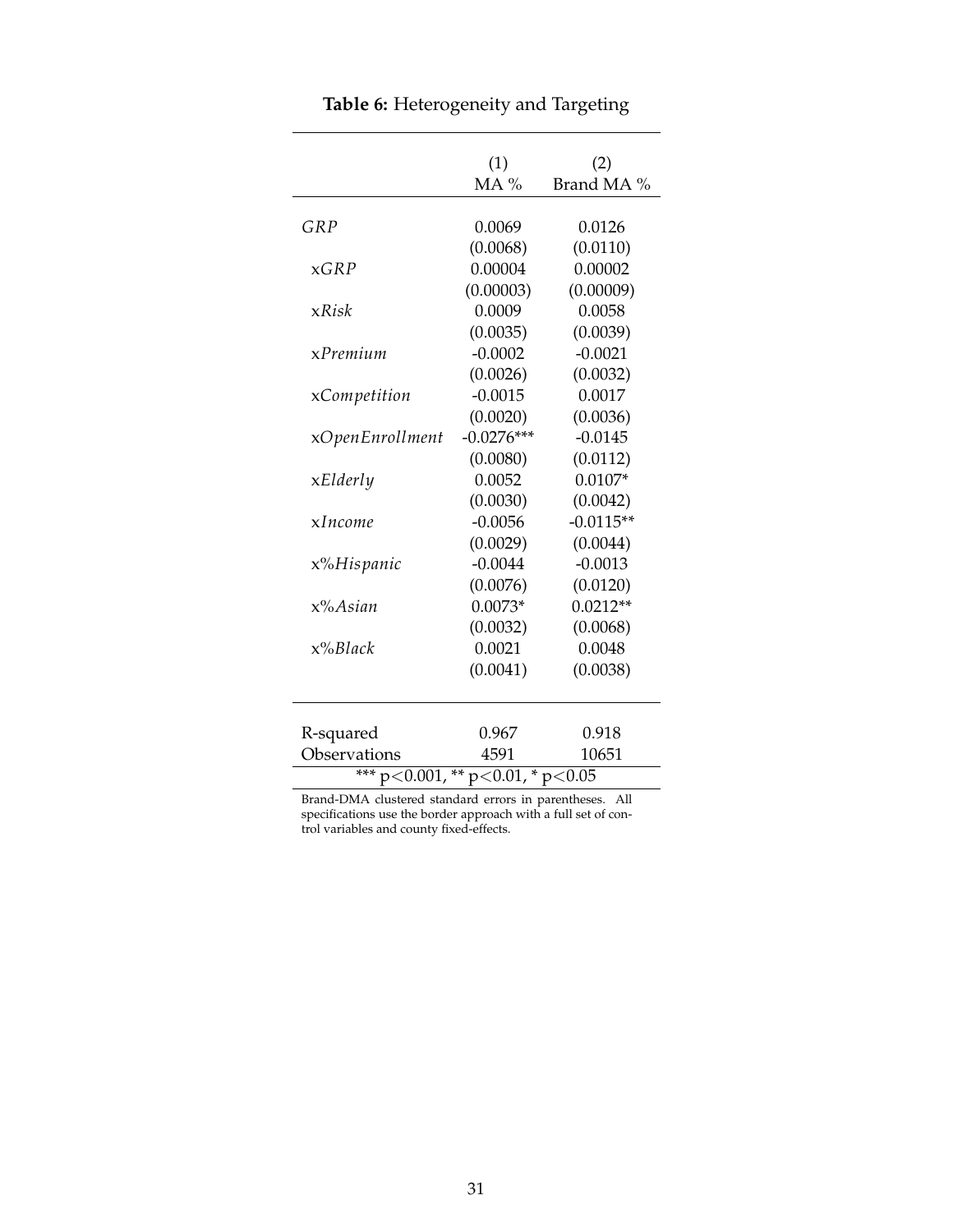**Table 6:** Heterogeneity and Targeting

| | (1) MA % | (2) Brand MA % |
|---|---|---|
| *GRP* | 0.0069 | 0.0126 |
| | (0.0068) | (0.0110) |
| x*GRP* | 0.00004 | 0.00002 |
| | (0.00003) | (0.00009) |
| x*Risk* | 0.0009 | 0.0058 |
| | (0.0035) | (0.0039) |
| x*Premium* | -0.0002 | -0.0021 |
| | (0.0026) | (0.0032) |
| x*Competition* | -0.0015 | 0.0017 |
| | (0.0020) | (0.0036) |
| x*OpenEnrollment* | -0.0276*** | -0.0145 |
| | (0.0080) | (0.0112) |
| x*Elderly* | 0.0052 | 0.0107* |
| | (0.0030) | (0.0042) |
| x*Income* | -0.0056 | -0.0115** |
| | (0.0029) | (0.0044) |
| x%*Hispanic* | -0.0044 | -0.0013 |
| | (0.0076) | (0.0120) |
| x%*Asian* | 0.0073* | 0.0212** |
| | (0.0032) | (0.0068) |
| x%*Black* | 0.0021 | 0.0048 |
| | (0.0041) | (0.0038) |
| R-squared | 0.967 | 0.918 |
| Observations | 4591 | 10651 |

*** $p<0.001$, ** $p<0.01$, * $p<0.05$

Brand-DMA clustered standard errors in parentheses. All specifications use the border approach with a full set of control variables and county fixed-effects.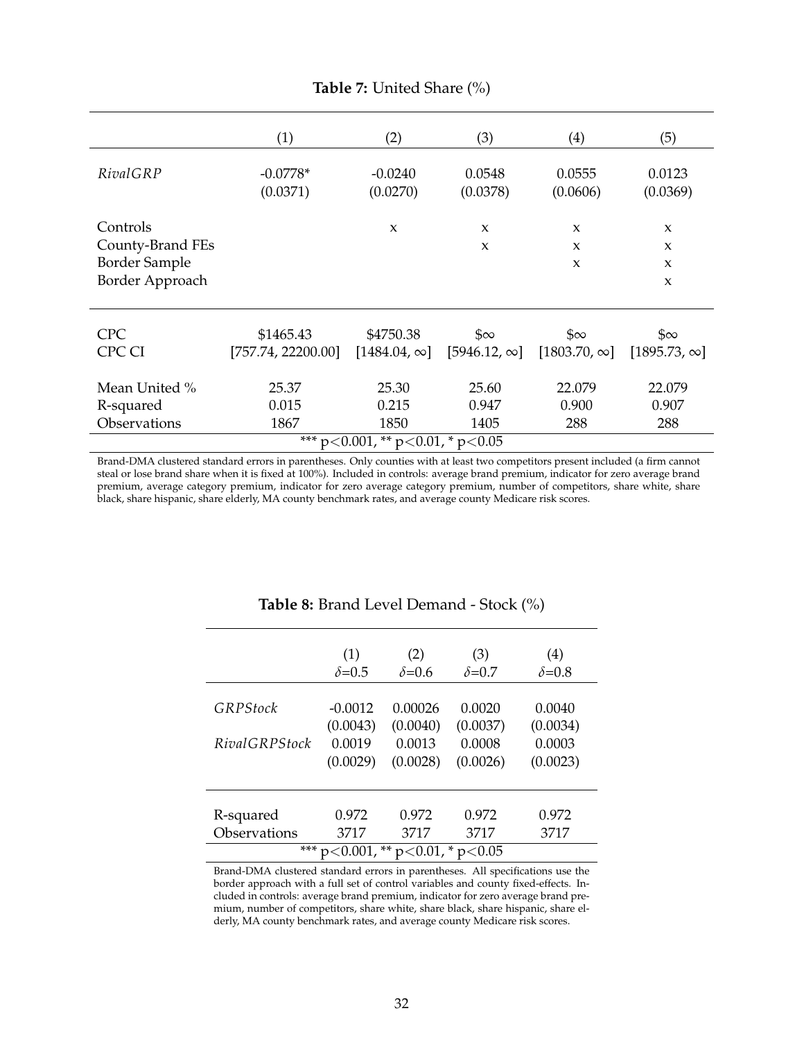**Table 7:** United Share (%)

| | (1) | (2) | (3) | (4) | (5) |
|---|---|---|---|---|---|
| *RivalGRP* | -0.0778* | -0.0240 | 0.0548 | 0.0555 | 0.0123 |
| | (0.0371) | (0.0270) | (0.0378) | (0.0606) | (0.0369) |
| Controls | | x | x | x | x |
| County-Brand FEs | | | x | x | x |
| Border Sample | | | | x | x |
| Border Approach | | | | | x |
| CPC | \$1465.43 | \$4750.38 | \$$\infty$ | \$$\infty$ | \$$\infty$ |
| CPC CI | [757.74, 22200.00] | [1484.04, $\infty$] | [5946.12, $\infty$] | [1803.70, $\infty$] | [1895.73, $\infty$] |
| Mean United % | 25.37 | 25.30 | 25.60 | 22.079 | 22.079 |
| R-squared | 0.015 | 0.215 | 0.947 | 0.900 | 0.907 |
| Observations | 1867 | 1850 | 1405 | 288 | 288 |

*** $p<0.001$, ** $p<0.01$, * $p<0.05$

Brand-DMA clustered standard errors in parentheses. Only counties with at least two competitors present included (a firm cannot steal or lose brand share when it is fixed at 100%). Included in controls: average brand premium, indicator for zero average brand premium, average category premium, indicator for zero average category premium, number of competitors, share white, share black, share hispanic, share elderly, MA county benchmark rates, and average county Medicare risk scores.

**Table 8:** Brand Level Demand - Stock (%)

| | (1) $\delta$=0.5 | (2) $\delta$=0.6 | (3) $\delta$=0.7 | (4) $\delta$=0.8 |
|---|---|---|---|---|
| *GRPStock* | -0.0012 | 0.00026 | 0.0020 | 0.0040 |
| | (0.0043) | (0.0040) | (0.0037) | (0.0034) |
| *RivalGRPStock* | 0.0019 | 0.0013 | 0.0008 | 0.0003 |
| | (0.0029) | (0.0028) | (0.0026) | (0.0023) |
| R-squared | 0.972 | 0.972 | 0.972 | 0.972 |
| Observations | 3717 | 3717 | 3717 | 3717 |

*** $p<0.001$, ** $p<0.01$, * $p<0.05$

Brand-DMA clustered standard errors in parentheses. All specifications use the border approach with a full set of control variables and county fixed-effects. Included in controls: average brand premium, indicator for zero average brand premium, number of competitors, share white, share black, share hispanic, share elderly, MA county benchmark rates, and average county Medicare risk scores.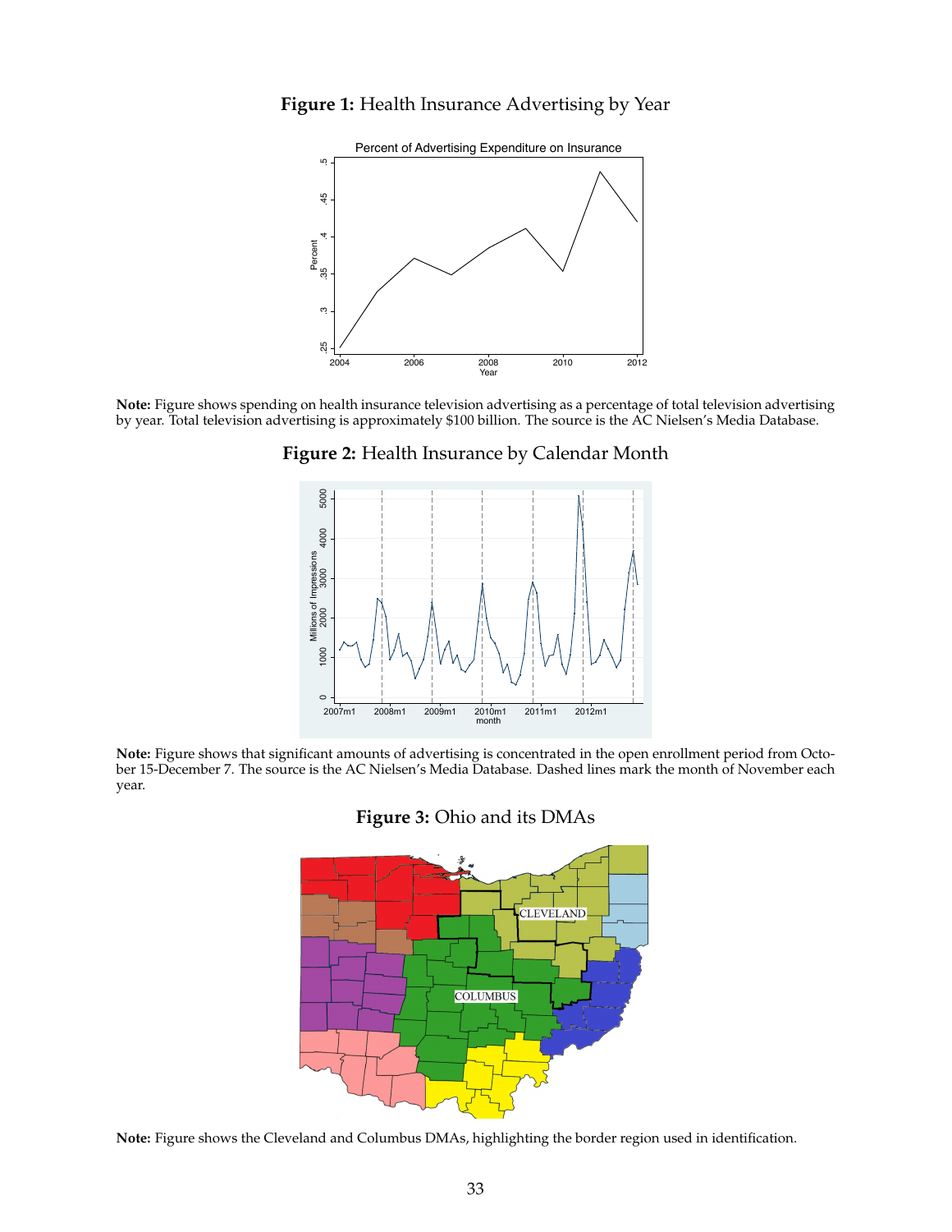**Figure 1:** Health Insurance Advertising by Year

**Note:** Figure shows spending on health insurance television advertising as a percentage of total television advertising by year. Total television advertising is approximately $100 billion. The source is the AC Nielsen's Media Database.

**Figure 2:** Health Insurance by Calendar Month

**Note:** Figure shows that significant amounts of advertising is concentrated in the open enrollment period from October 15-December 7. The source is the AC Nielsen's Media Database. Dashed lines mark the month of November each year.

**Figure 3:** Ohio and its DMAs

**Note:** Figure shows the Cleveland and Columbus DMAs, highlighting the border region used in identification.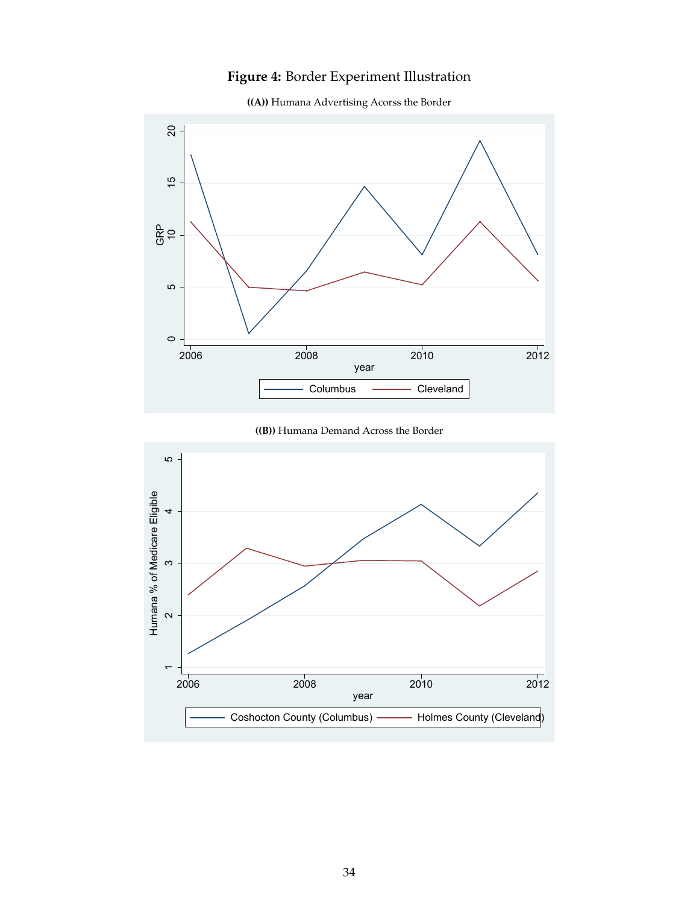**Figure 4:** Border Experiment Illustration

**((A))** Humana Advertising Acorss the Border

**((B))** Humana Demand Across the Border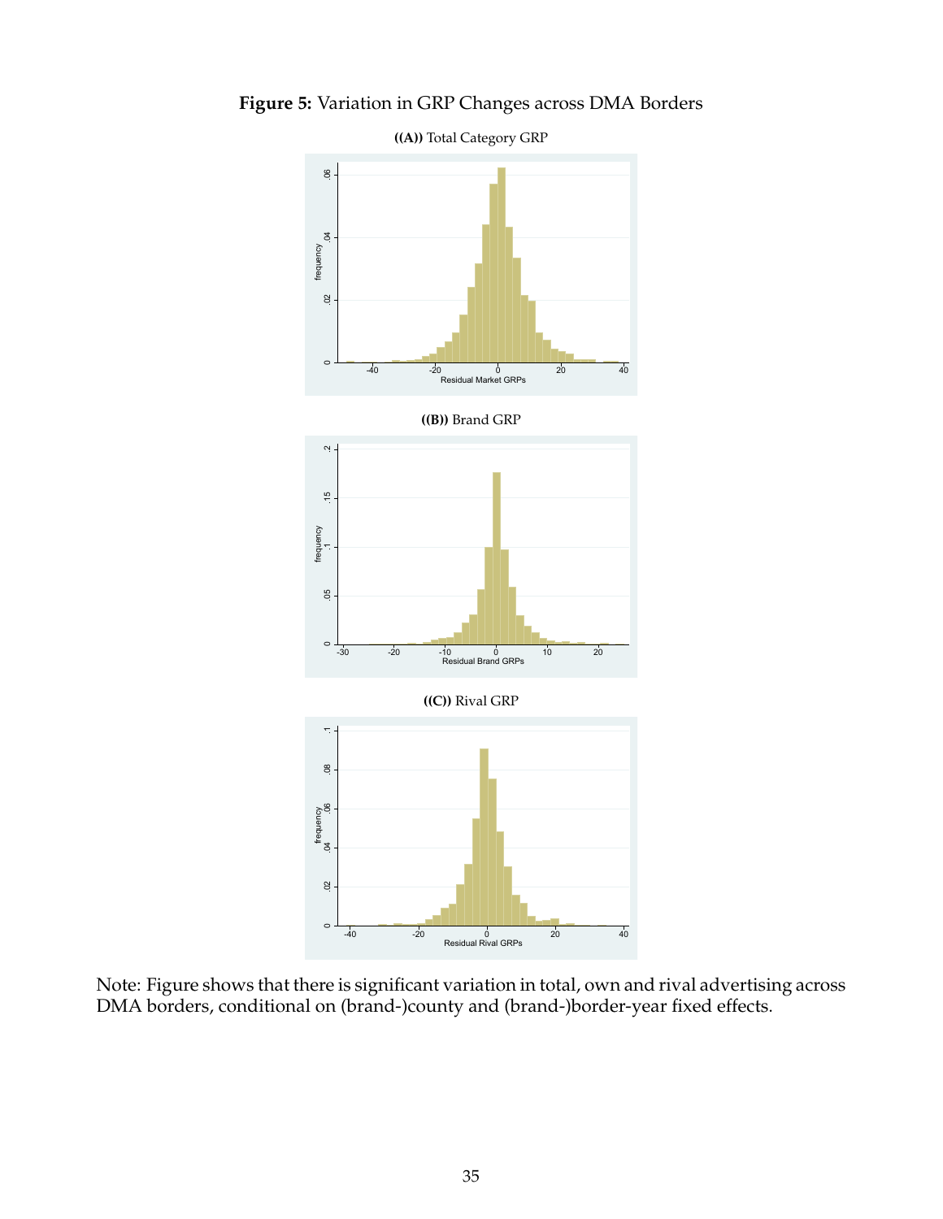**Figure 5:** Variation in GRP Changes across DMA Borders

**((A))** Total Category GRP

**((B))** Brand GRP

**((C))** Rival GRP

Note: Figure shows that there is significant variation in total, own and rival advertising across DMA borders, conditional on (brand-)county and (brand-)border-year fixed effects.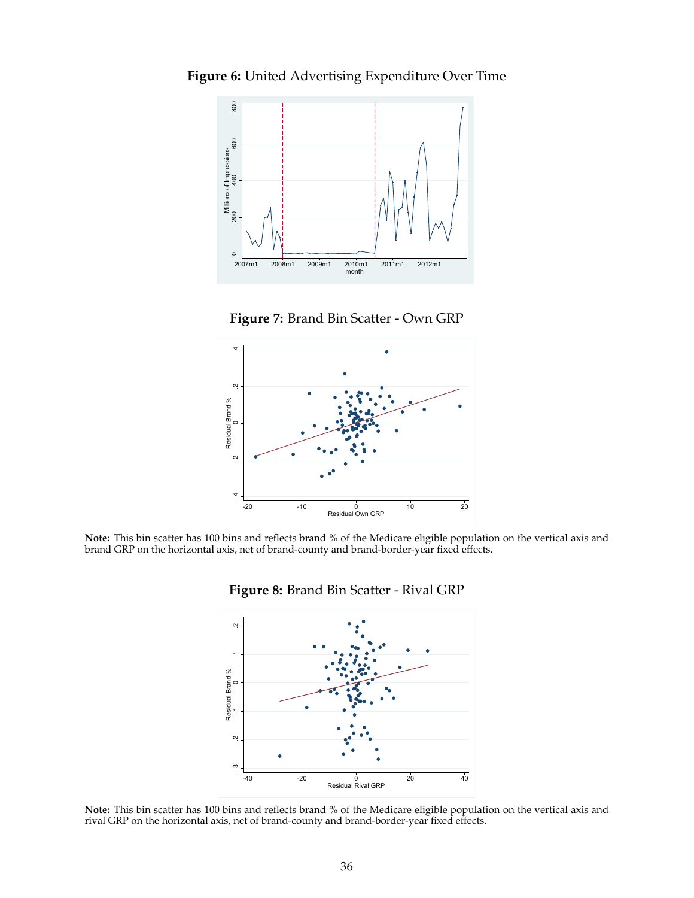**Figure 6:** United Advertising Expenditure Over Time

**Figure 7:** Brand Bin Scatter - Own GRP

**Note:** This bin scatter has 100 bins and reflects brand % of the Medicare eligible population on the vertical axis and brand GRP on the horizontal axis, net of brand-county and brand-border-year fixed effects.

**Figure 8:** Brand Bin Scatter - Rival GRP

**Note:** This bin scatter has 100 bins and reflects brand % of the Medicare eligible population on the vertical axis and rival GRP on the horizontal axis, net of brand-county and brand-border-year fixed effects.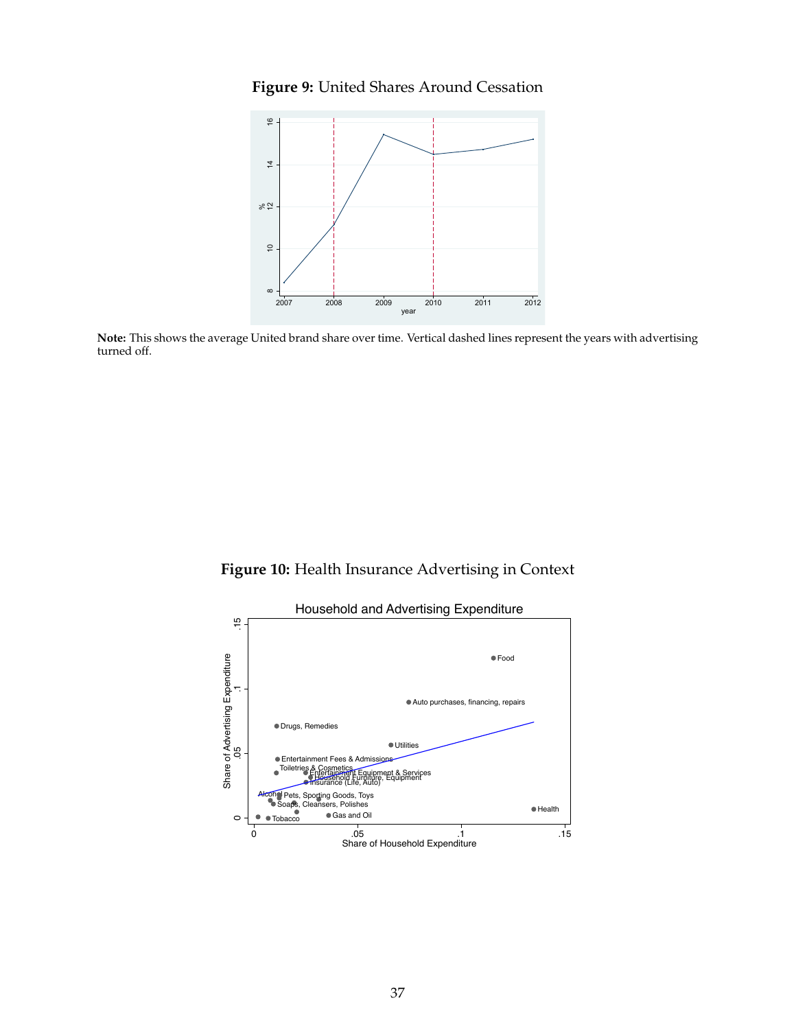**Figure 9:** United Shares Around Cessation

**Note:** This shows the average United brand share over time. Vertical dashed lines represent the years with advertising turned off.

**Figure 10:** Health Insurance Advertising in Context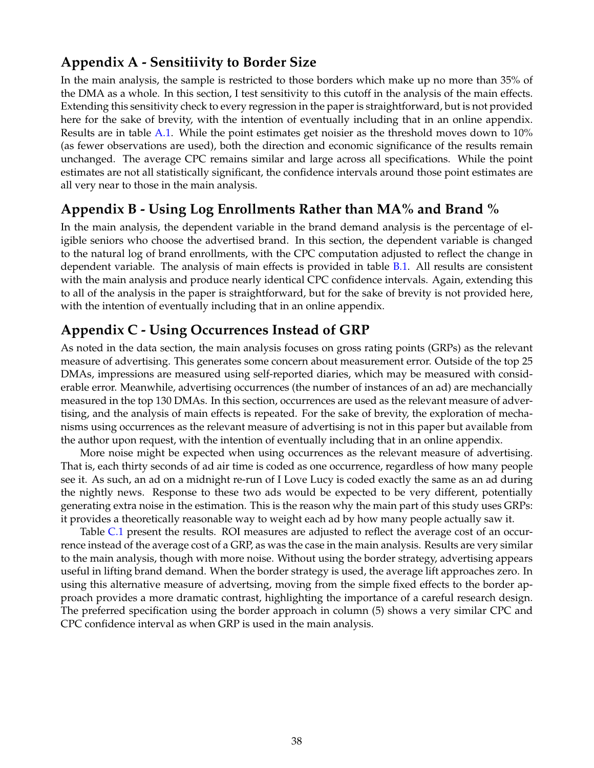## Appendix A - Sensitiivity to Border Size

In the main analysis, the sample is restricted to those borders which make up no more than 35% of the DMA as a whole. In this section, I test sensitivity to this cutoff in the analysis of the main effects. Extending this sensitivity check to every regression in the paper is straightforward, but is not provided here for the sake of brevity, with the intention of eventually including that in an online appendix. Results are in table A.1. While the point estimates get noisier as the threshold moves down to 10% (as fewer observations are used), both the direction and economic significance of the results remain unchanged. The average CPC remains similar and large across all specifications. While the point estimates are not all statistically significant, the confidence intervals around those point estimates are all very near to those in the main analysis.

## Appendix B - Using Log Enrollments Rather than MA% and Brand %

In the main analysis, the dependent variable in the brand demand analysis is the percentage of eligible seniors who choose the advertised brand. In this section, the dependent variable is changed to the natural log of brand enrollments, with the CPC computation adjusted to reflect the change in dependent variable. The analysis of main effects is provided in table B.1. All results are consistent with the main analysis and produce nearly identical CPC confidence intervals. Again, extending this to all of the analysis in the paper is straightforward, but for the sake of brevity is not provided here, with the intention of eventually including that in an online appendix.

## Appendix C - Using Occurrences Instead of GRP

As noted in the data section, the main analysis focuses on gross rating points (GRPs) as the relevant measure of advertising. This generates some concern about measurement error. Outside of the top 25 DMAs, impressions are measured using self-reported diaries, which may be measured with considerable error. Meanwhile, advertising occurrences (the number of instances of an ad) are mechancially measured in the top 130 DMAs. In this section, occurrences are used as the relevant measure of advertising, and the analysis of main effects is repeated. For the sake of brevity, the exploration of mechanisms using occurrences as the relevant measure of advertising is not in this paper but available from the author upon request, with the intention of eventually including that in an online appendix.

More noise might be expected when using occurrences as the relevant measure of advertising. That is, each thirty seconds of ad air time is coded as one occurrence, regardless of how many people see it. As such, an ad on a midnight re-run of I Love Lucy is coded exactly the same as an ad during the nightly news. Response to these two ads would be expected to be very different, potentially generating extra noise in the estimation. This is the reason why the main part of this study uses GRPs: it provides a theoretically reasonable way to weight each ad by how many people actually saw it.

Table C.1 present the results. ROI measures are adjusted to reflect the average cost of an occurrence instead of the average cost of a GRP, as was the case in the main analysis. Results are very similar to the main analysis, though with more noise. Without using the border strategy, advertising appears useful in lifting brand demand. When the border strategy is used, the average lift approaches zero. In using this alternative measure of advertsing, moving from the simple fixed effects to the border approach provides a more dramatic contrast, highlighting the importance of a careful research design. The preferred specification using the border approach in column (5) shows a very similar CPC and CPC confidence interval as when GRP is used in the main analysis.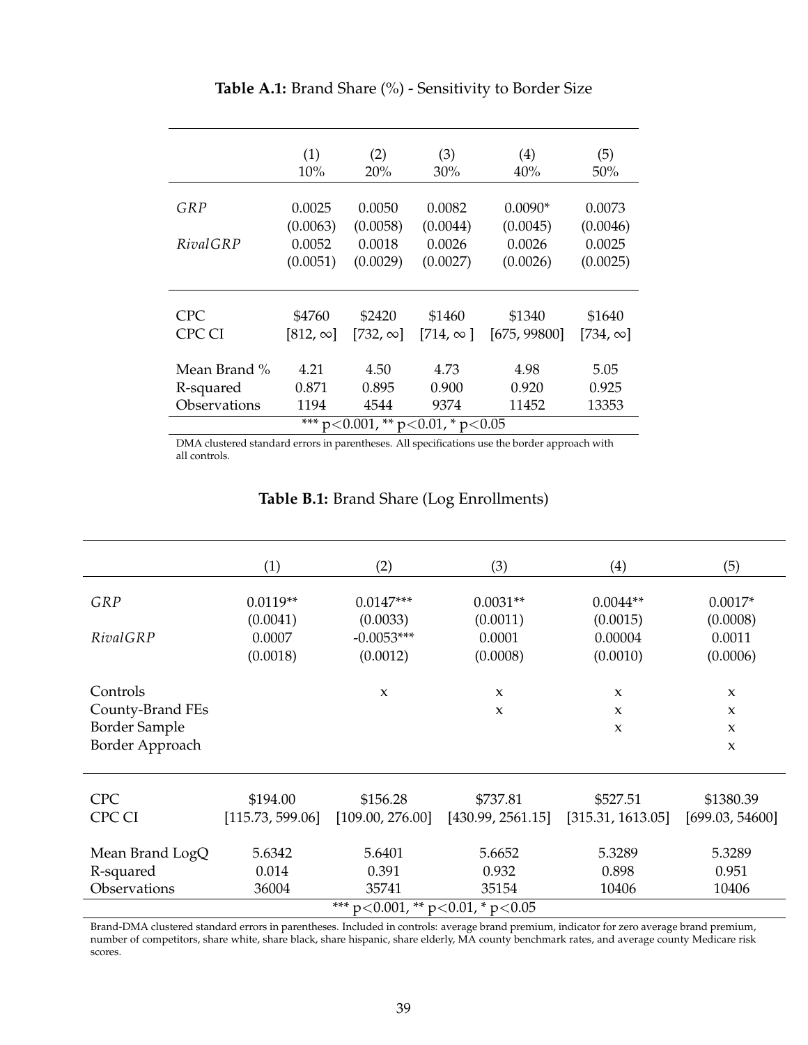**Table A.1:** Brand Share (%) - Sensitivity to Border Size

| | (1) 10% | (2) 20% | (3) 30% | (4) 40% | (5) 50% |
|---|---|---|---|---|---|
| *GRP* | 0.0025 | 0.0050 | 0.0082 | 0.0090* | 0.0073 |
| | (0.0063) | (0.0058) | (0.0044) | (0.0045) | (0.0046) |
| *RivalGRP* | 0.0052 | 0.0018 | 0.0026 | 0.0026 | 0.0025 |
| | (0.0051) | (0.0029) | (0.0027) | (0.0026) | (0.0025) |
| CPC | \$4760 | \$2420 | \$1460 | \$1340 | \$1640 |
| CPC CI | [812, $\infty$] | [732, $\infty$] | [714, $\infty$ ] | [675, 99800] | [734, $\infty$] |
| Mean Brand % | 4.21 | 4.50 | 4.73 | 4.98 | 5.05 |
| R-squared | 0.871 | 0.895 | 0.900 | 0.920 | 0.925 |
| Observations | 1194 | 4544 | 9374 | 11452 | 13353 |

*** $p<0.001$, ** $p<0.01$, * $p<0.05$

DMA clustered standard errors in parentheses. All specifications use the border approach with all controls.

**Table B.1:** Brand Share (Log Enrollments)

| | (1) | (2) | (3) | (4) | (5) |
|---|---|---|---|---|---|
| *GRP* | 0.0119** | 0.0147*** | 0.0031** | 0.0044** | 0.0017* |
| | (0.0041) | (0.0033) | (0.0011) | (0.0015) | (0.0008) |
| *RivalGRP* | 0.0007 | -0.0053*** | 0.0001 | 0.00004 | 0.0011 |
| | (0.0018) | (0.0012) | (0.0008) | (0.0010) | (0.0006) |
| Controls | | x | x | x | x |
| County-Brand FEs | | | x | x | x |
| Border Sample | | | | x | x |
| Border Approach | | | | | x |
| CPC | \$194.00 | \$156.28 | \$737.81 | \$527.51 | \$1380.39 |
| CPC CI | [115.73, 599.06] | [109.00, 276.00] | [430.99, 2561.15] | [315.31, 1613.05] | [699.03, 54600] |
| Mean Brand LogQ | 5.6342 | 5.6401 | 5.6652 | 5.3289 | 5.3289 |
| R-squared | 0.014 | 0.391 | 0.932 | 0.898 | 0.951 |
| Observations | 36004 | 35741 | 35154 | 10406 | 10406 |

*** $p<0.001$, ** $p<0.01$, * $p<0.05$

Brand-DMA clustered standard errors in parentheses. Included in controls: average brand premium, indicator for zero average brand premium, number of competitors, share white, share black, share hispanic, share elderly, MA county benchmark rates, and average county Medicare risk scores.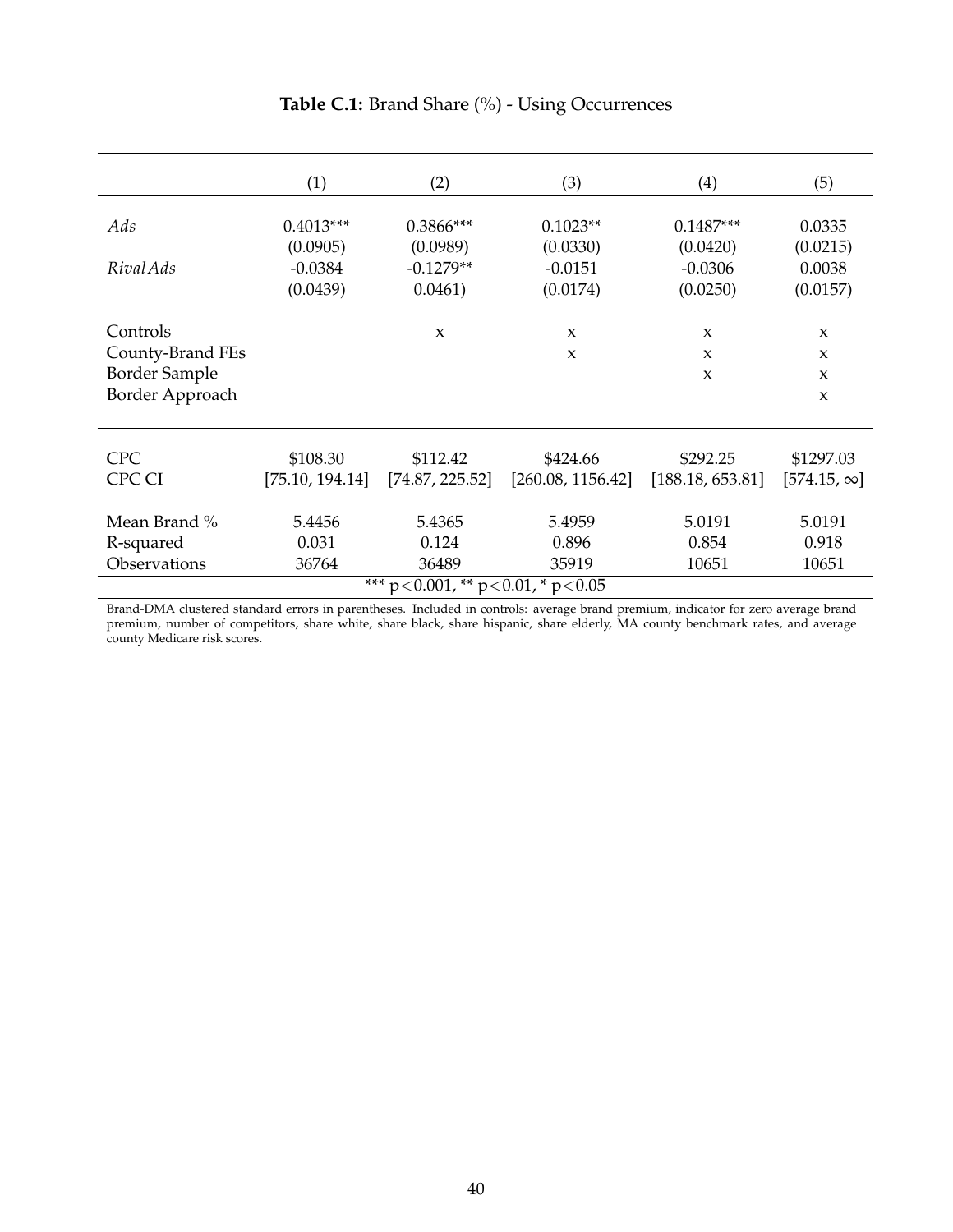**Table C.1:** Brand Share (%) - Using Occurrences

| | (1) | (2) | (3) | (4) | (5) |
|---|---|---|---|---|---|
| *Ads* | 0.4013*** | 0.3866*** | 0.1023** | 0.1487*** | 0.0335 |
| | (0.0905) | (0.0989) | (0.0330) | (0.0420) | (0.0215) |
| *Rival Ads* | -0.0384 | -0.1279** | -0.0151 | -0.0306 | 0.0038 |
| | (0.0439) | 0.0461) | (0.0174) | (0.0250) | (0.0157) |
| Controls | | x | x | x | x |
| County-Brand FEs | | | x | x | x |
| Border Sample | | | | x | x |
| Border Approach | | | | | x |
| CPC | \$108.30 | \$112.42 | \$424.66 | \$292.25 | \$1297.03 |
| CPC CI | [75.10, 194.14] | [74.87, 225.52] | [260.08, 1156.42] | [188.18, 653.81] | [574.15, $\infty$] |
| Mean Brand % | 5.4456 | 5.4365 | 5.4959 | 5.0191 | 5.0191 |
| R-squared | 0.031 | 0.124 | 0.896 | 0.854 | 0.918 |
| Observations | 36764 | 36489 | 35919 | 10651 | 10651 |

*** $p<0.001$, ** $p<0.01$, * $p<0.05$

Brand-DMA clustered standard errors in parentheses. Included in controls: average brand premium, indicator for zero average brand premium, number of competitors, share white, share black, share hispanic, share elderly, MA county benchmark rates, and average county Medicare risk scores.